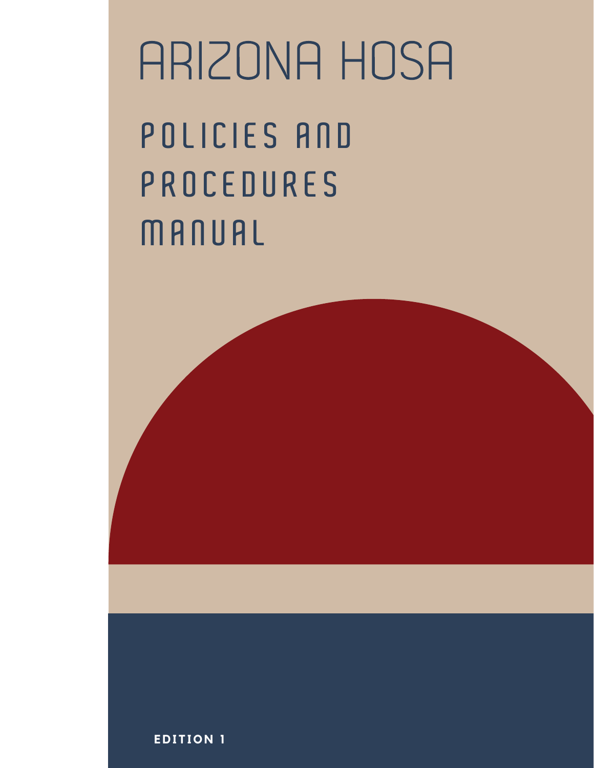# ARIZONA HOSA

## POLICIES AND PROCEDURES MANUAL

**EDITION 1**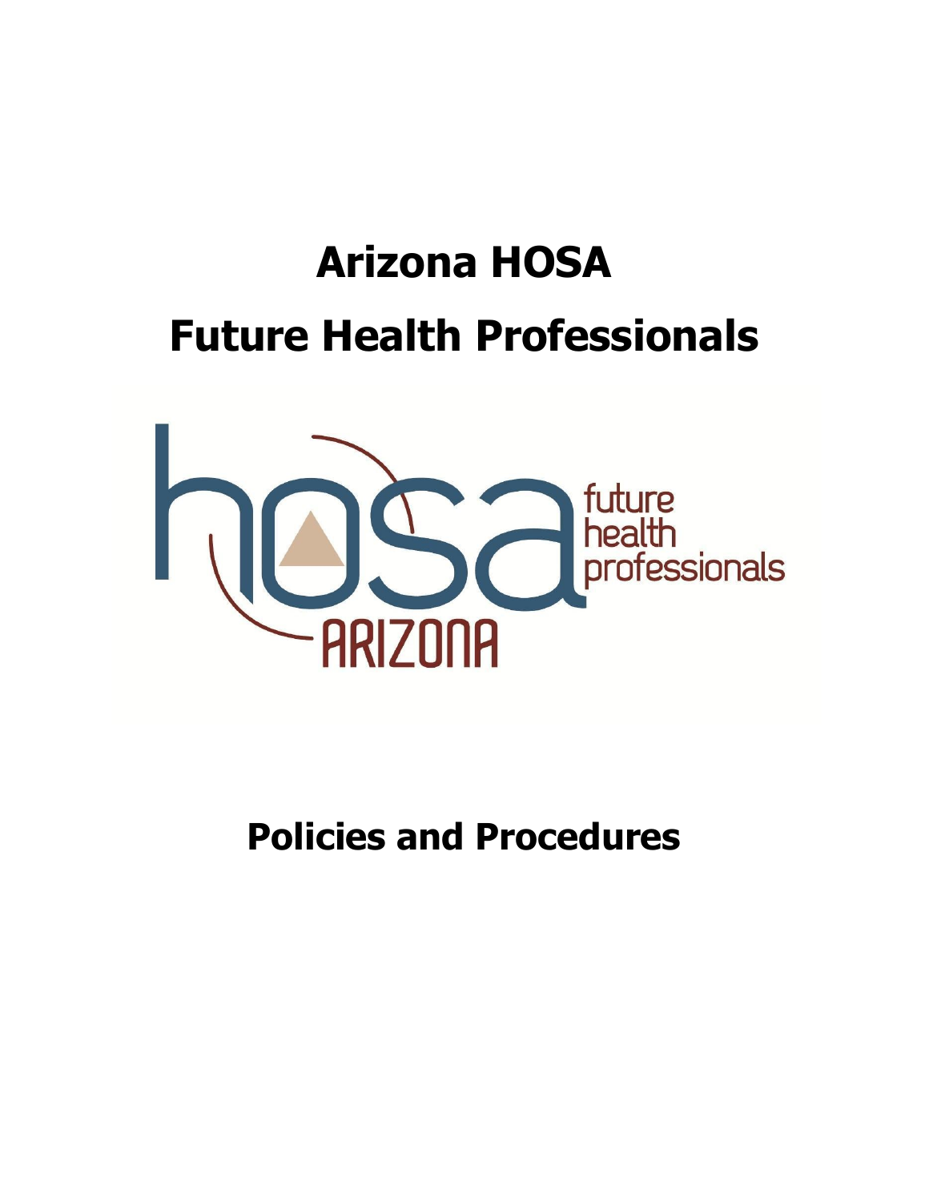# Arizona HOSA

# Future Health Professionals

# Policies and Procedures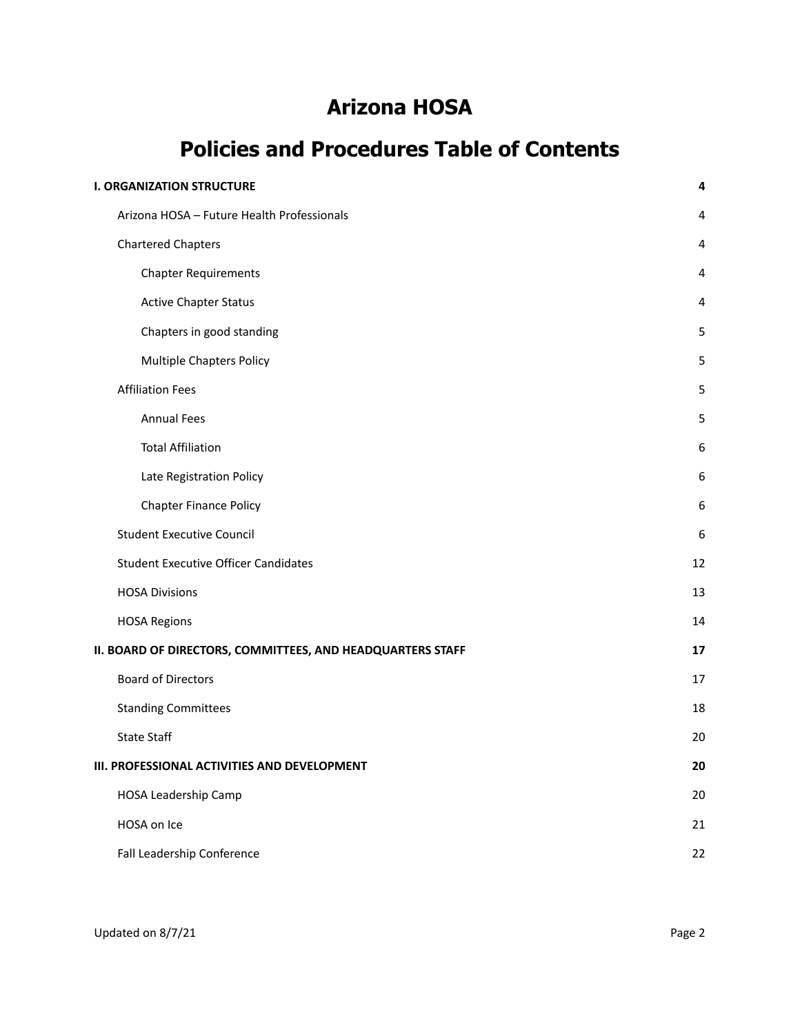# Arizona HOSA

# Policies and Procedures Table of Contents

| | |
|---|---|
| **I. ORGANIZATION STRUCTURE** | **4** |
| Arizona HOSA – Future Health Professionals | 4 |
| Chartered Chapters | 4 |
| Chapter Requirements | 4 |
| Active Chapter Status | 4 |
| Chapters in good standing | 5 |
| Multiple Chapters Policy | 5 |
| Affiliation Fees | 5 |
| Annual Fees | 5 |
| Total Affiliation | 6 |
| Late Registration Policy | 6 |
| Chapter Finance Policy | 6 |
| Student Executive Council | 6 |
| Student Executive Officer Candidates | 12 |
| HOSA Divisions | 13 |
| HOSA Regions | 14 |
| **II. BOARD OF DIRECTORS, COMMITTEES, AND HEADQUARTERS STAFF** | **17** |
| Board of Directors | 17 |
| Standing Committees | 18 |
| State Staff | 20 |
| **III. PROFESSIONAL ACTIVITIES AND DEVELOPMENT** | **20** |
| HOSA Leadership Camp | 20 |
| HOSA on Ice | 21 |
| Fall Leadership Conference | 22 |

Updated on 8/7/21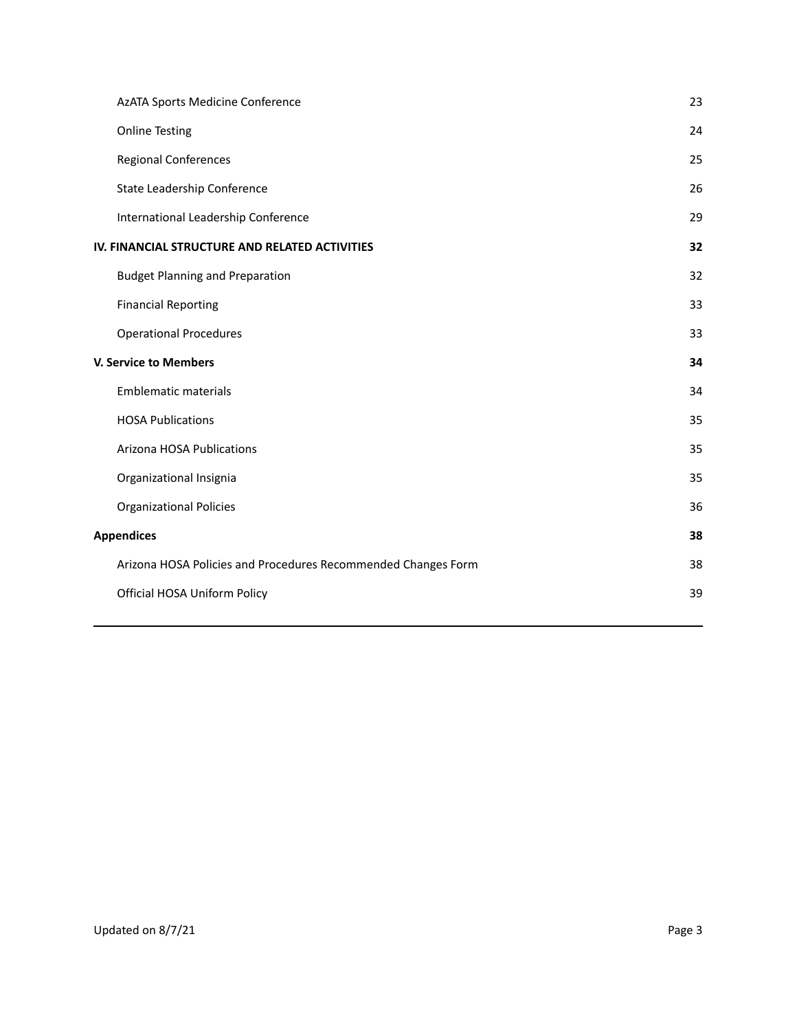| | |
|---|---|
| AzATA Sports Medicine Conference | 23 |
| Online Testing | 24 |
| Regional Conferences | 25 |
| State Leadership Conference | 26 |
| International Leadership Conference | 29 |
| **IV. FINANCIAL STRUCTURE AND RELATED ACTIVITIES** | **32** |
| Budget Planning and Preparation | 32 |
| Financial Reporting | 33 |
| Operational Procedures | 33 |
| **V. Service to Members** | **34** |
| Emblematic materials | 34 |
| HOSA Publications | 35 |
| Arizona HOSA Publications | 35 |
| Organizational Insignia | 35 |
| Organizational Policies | 36 |
| **Appendices** | **38** |
| Arizona HOSA Policies and Procedures Recommended Changes Form | 38 |
| Official HOSA Uniform Policy | 39 |

Updated on 8/7/21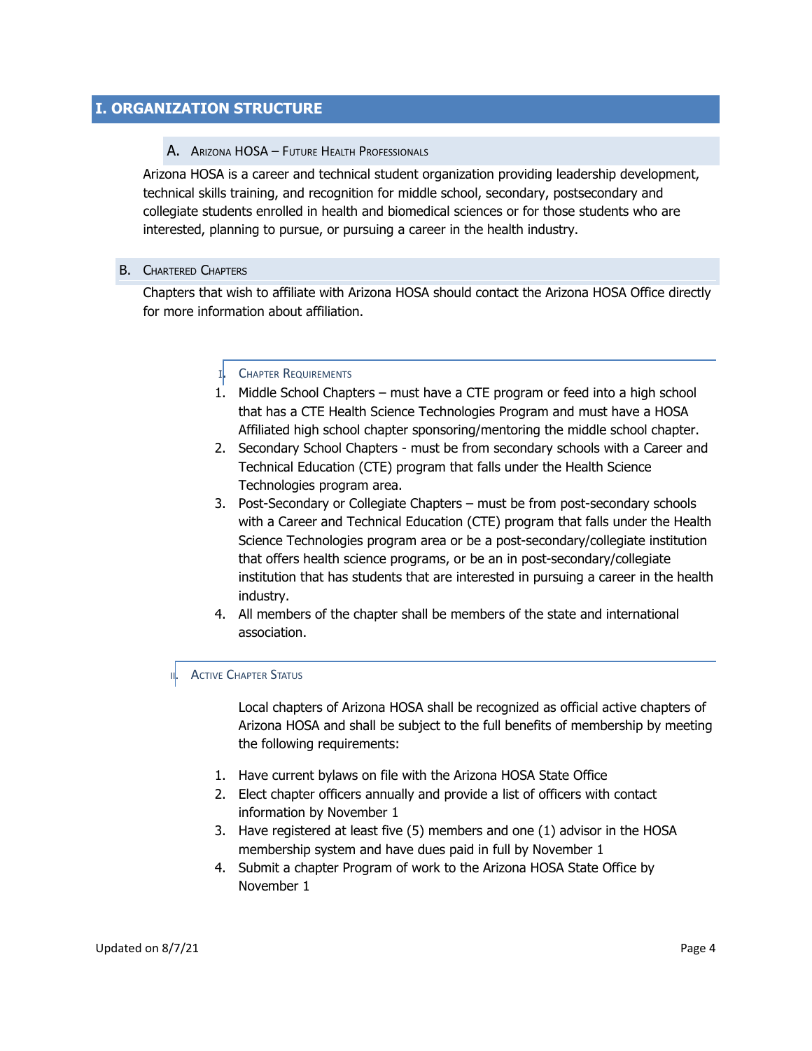# I. ORGANIZATION STRUCTURE

## A. Arizona HOSA – Future Health Professionals

Arizona HOSA is a career and technical student organization providing leadership development, technical skills training, and recognition for middle school, secondary, postsecondary and collegiate students enrolled in health and biomedical sciences or for those students who are interested, planning to pursue, or pursuing a career in the health industry.

## B. Chartered Chapters

Chapters that wish to affiliate with Arizona HOSA should contact the Arizona HOSA Office directly for more information about affiliation.

### I. Chapter Requirements

1. Middle School Chapters – must have a CTE program or feed into a high school that has a CTE Health Science Technologies Program and must have a HOSA Affiliated high school chapter sponsoring/mentoring the middle school chapter.
2. Secondary School Chapters - must be from secondary schools with a Career and Technical Education (CTE) program that falls under the Health Science Technologies program area.
3. Post-Secondary or Collegiate Chapters – must be from post-secondary schools with a Career and Technical Education (CTE) program that falls under the Health Science Technologies program area or be a post-secondary/collegiate institution that offers health science programs, or be an in post-secondary/collegiate institution that has students that are interested in pursuing a career in the health industry.
4. All members of the chapter shall be members of the state and international association.

### II. Active Chapter Status

Local chapters of Arizona HOSA shall be recognized as official active chapters of Arizona HOSA and shall be subject to the full benefits of membership by meeting the following requirements:

1. Have current bylaws on file with the Arizona HOSA State Office
2. Elect chapter officers annually and provide a list of officers with contact information by November 1
3. Have registered at least five (5) members and one (1) advisor in the HOSA membership system and have dues paid in full by November 1
4. Submit a chapter Program of work to the Arizona HOSA State Office by November 1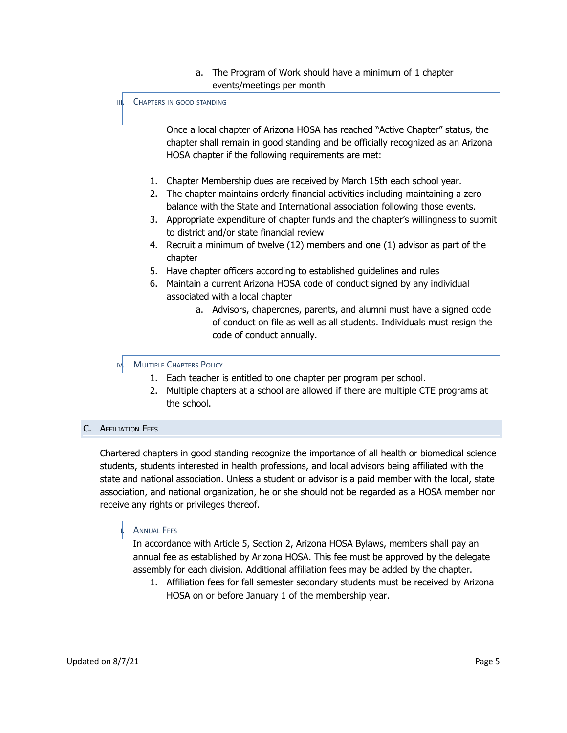a. The Program of Work should have a minimum of 1 chapter events/meetings per month

#### III. Chapters in Good Standing

Once a local chapter of Arizona HOSA has reached "Active Chapter" status, the chapter shall remain in good standing and be officially recognized as an Arizona HOSA chapter if the following requirements are met:

1. Chapter Membership dues are received by March 15th each school year.
2. The chapter maintains orderly financial activities including maintaining a zero balance with the State and International association following those events.
3. Appropriate expenditure of chapter funds and the chapter's willingness to submit to district and/or state financial review
4. Recruit a minimum of twelve (12) members and one (1) advisor as part of the chapter
5. Have chapter officers according to established guidelines and rules
6. Maintain a current Arizona HOSA code of conduct signed by any individual associated with a local chapter
    a. Advisors, chaperones, parents, and alumni must have a signed code of conduct on file as well as all students. Individuals must resign the code of conduct annually.

#### IV. Multiple Chapters Policy

1. Each teacher is entitled to one chapter per program per school.
2. Multiple chapters at a school are allowed if there are multiple CTE programs at the school.

### C. Affiliation Fees

Chartered chapters in good standing recognize the importance of all health or biomedical science students, students interested in health professions, and local advisors being affiliated with the state and national association. Unless a student or advisor is a paid member with the local, state association, and national organization, he or she should not be regarded as a HOSA member nor receive any rights or privileges thereof.

#### I. Annual Fees

In accordance with Article 5, Section 2, Arizona HOSA Bylaws, members shall pay an annual fee as established by Arizona HOSA. This fee must be approved by the delegate assembly for each division. Additional affiliation fees may be added by the chapter.

1. Affiliation fees for fall semester secondary students must be received by Arizona HOSA on or before January 1 of the membership year.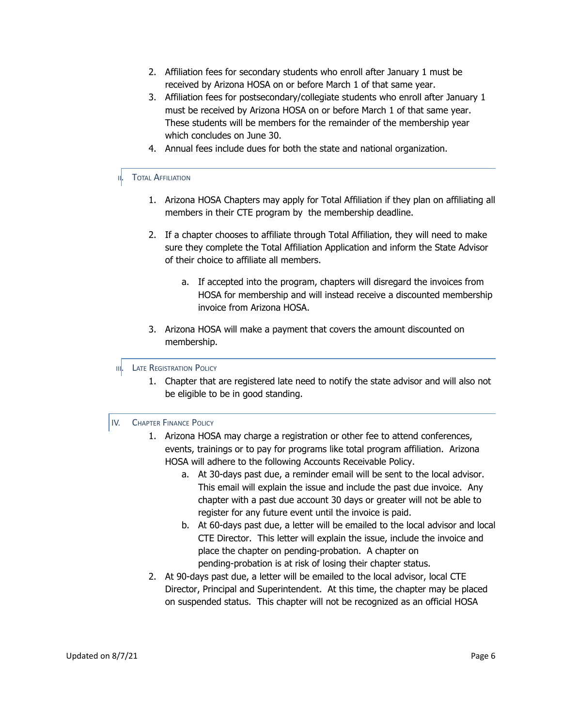2. Affiliation fees for secondary students who enroll after January 1 must be received by Arizona HOSA on or before March 1 of that same year.
3. Affiliation fees for postsecondary/collegiate students who enroll after January 1 must be received by Arizona HOSA on or before March 1 of that same year. These students will be members for the remainder of the membership year which concludes on June 30.
4. Annual fees include dues for both the state and national organization.

## II. Total Affiliation

1. Arizona HOSA Chapters may apply for Total Affiliation if they plan on affiliating all members in their CTE program by the membership deadline.

2. If a chapter chooses to affiliate through Total Affiliation, they will need to make sure they complete the Total Affiliation Application and inform the State Advisor of their choice to affiliate all members.

    a. If accepted into the program, chapters will disregard the invoices from HOSA for membership and will instead receive a discounted membership invoice from Arizona HOSA.

3. Arizona HOSA will make a payment that covers the amount discounted on membership.

## III. Late Registration Policy

1. Chapter that are registered late need to notify the state advisor and will also not be eligible to be in good standing.

## IV. Chapter Finance Policy

1. Arizona HOSA may charge a registration or other fee to attend conferences, events, trainings or to pay for programs like total program affiliation. Arizona HOSA will adhere to the following Accounts Receivable Policy.
    a. At 30-days past due, a reminder email will be sent to the local advisor. This email will explain the issue and include the past due invoice. Any chapter with a past due account 30 days or greater will not be able to register for any future event until the invoice is paid.
    b. At 60-days past due, a letter will be emailed to the local advisor and local CTE Director. This letter will explain the issue, include the invoice and place the chapter on pending-probation. A chapter on pending-probation is at risk of losing their chapter status.
2. At 90-days past due, a letter will be emailed to the local advisor, local CTE Director, Principal and Superintendent. At this time, the chapter may be placed on suspended status. This chapter will not be recognized as an official HOSA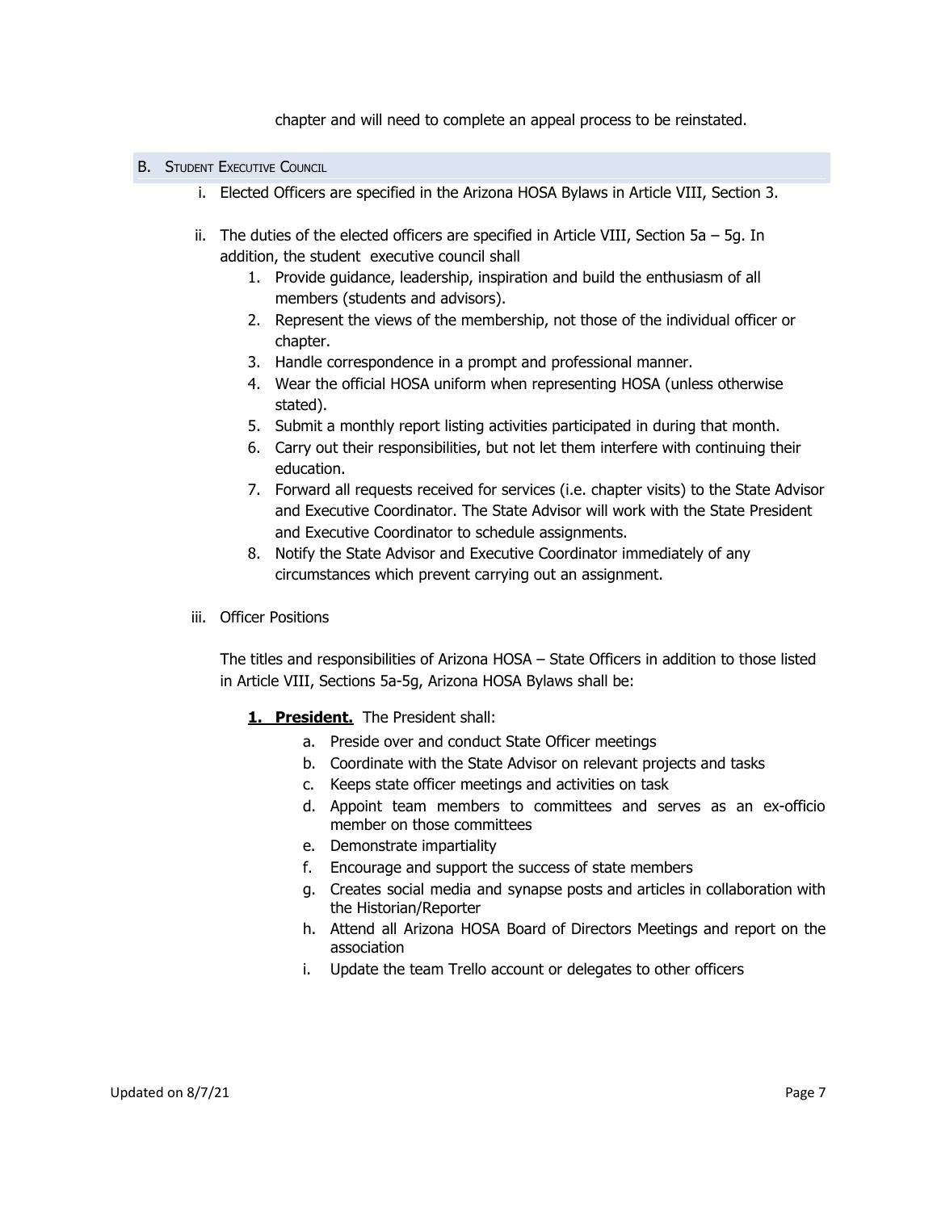chapter and will need to complete an appeal process to be reinstated.

## B. Student Executive Council

i. Elected Officers are specified in the Arizona HOSA Bylaws in Article VIII, Section 3.

ii. The duties of the elected officers are specified in Article VIII, Section 5a – 5g. In addition, the student executive council shall

1. Provide guidance, leadership, inspiration and build the enthusiasm of all members (students and advisors).
2. Represent the views of the membership, not those of the individual officer or chapter.
3. Handle correspondence in a prompt and professional manner.
4. Wear the official HOSA uniform when representing HOSA (unless otherwise stated).
5. Submit a monthly report listing activities participated in during that month.
6. Carry out their responsibilities, but not let them interfere with continuing their education.
7. Forward all requests received for services (i.e. chapter visits) to the State Advisor and Executive Coordinator. The State Advisor will work with the State President and Executive Coordinator to schedule assignments.
8. Notify the State Advisor and Executive Coordinator immediately of any circumstances which prevent carrying out an assignment.

iii. Officer Positions

The titles and responsibilities of Arizona HOSA – State Officers in addition to those listed in Article VIII, Sections 5a-5g, Arizona HOSA Bylaws shall be:

**1. President.** The President shall:

a. Preside over and conduct State Officer meetings
b. Coordinate with the State Advisor on relevant projects and tasks
c. Keeps state officer meetings and activities on task
d. Appoint team members to committees and serves as an ex-officio member on those committees
e. Demonstrate impartiality
f. Encourage and support the success of state members
g. Creates social media and synapse posts and articles in collaboration with the Historian/Reporter
h. Attend all Arizona HOSA Board of Directors Meetings and report on the association
i. Update the team Trello account or delegates to other officers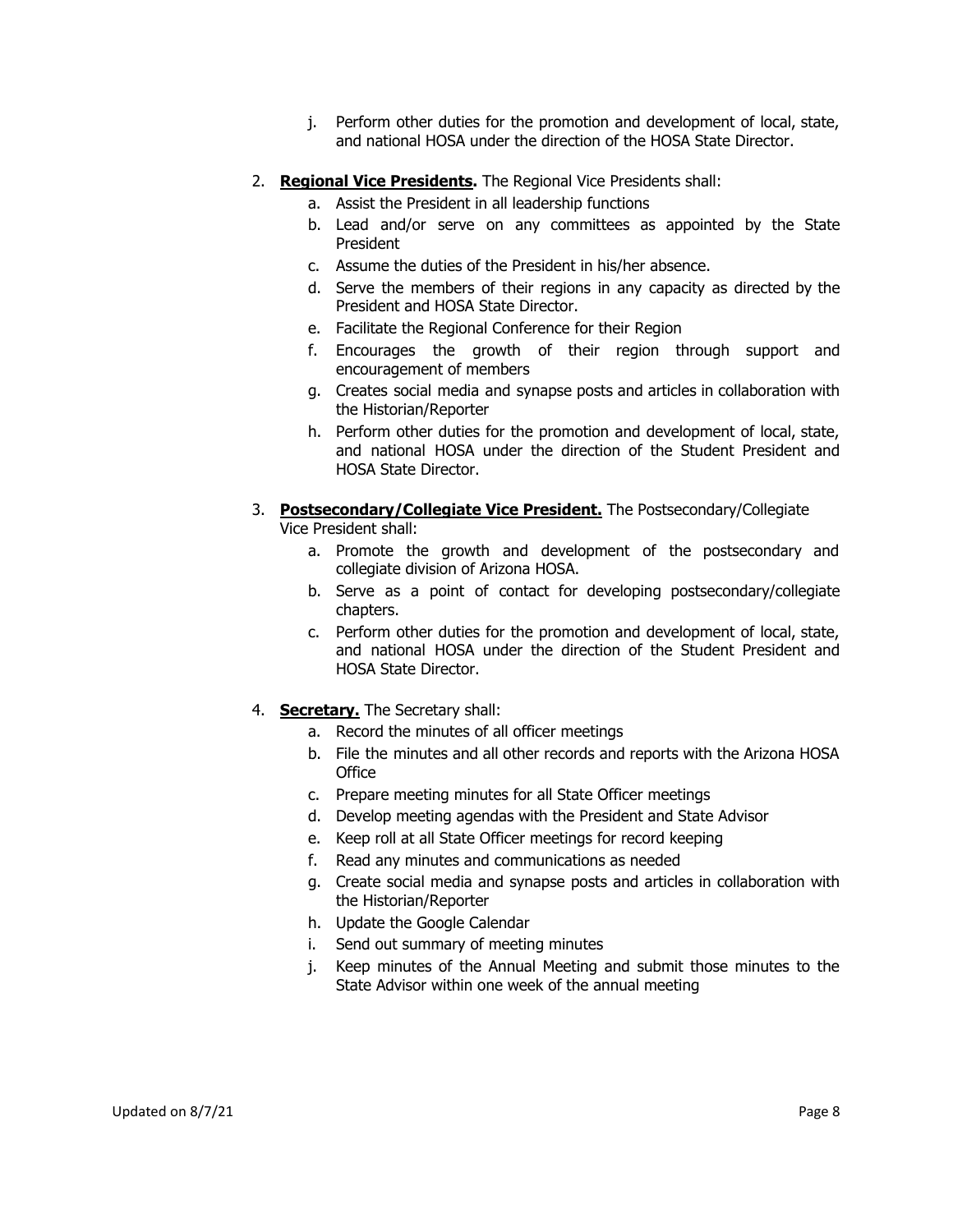j. Perform other duties for the promotion and development of local, state, and national HOSA under the direction of the HOSA State Director.

2. **Regional Vice Presidents.** The Regional Vice Presidents shall:
   a. Assist the President in all leadership functions
   b. Lead and/or serve on any committees as appointed by the State President
   c. Assume the duties of the President in his/her absence.
   d. Serve the members of their regions in any capacity as directed by the President and HOSA State Director.
   e. Facilitate the Regional Conference for their Region
   f. Encourages the growth of their region through support and encouragement of members
   g. Creates social media and synapse posts and articles in collaboration with the Historian/Reporter
   h. Perform other duties for the promotion and development of local, state, and national HOSA under the direction of the Student President and HOSA State Director.

3. **Postsecondary/Collegiate Vice President.** The Postsecondary/Collegiate Vice President shall:
   a. Promote the growth and development of the postsecondary and collegiate division of Arizona HOSA.
   b. Serve as a point of contact for developing postsecondary/collegiate chapters.
   c. Perform other duties for the promotion and development of local, state, and national HOSA under the direction of the Student President and HOSA State Director.

4. **Secretary.** The Secretary shall:
   a. Record the minutes of all officer meetings
   b. File the minutes and all other records and reports with the Arizona HOSA Office
   c. Prepare meeting minutes for all State Officer meetings
   d. Develop meeting agendas with the President and State Advisor
   e. Keep roll at all State Officer meetings for record keeping
   f. Read any minutes and communications as needed
   g. Create social media and synapse posts and articles in collaboration with the Historian/Reporter
   h. Update the Google Calendar
   i. Send out summary of meeting minutes
   j. Keep minutes of the Annual Meeting and submit those minutes to the State Advisor within one week of the annual meeting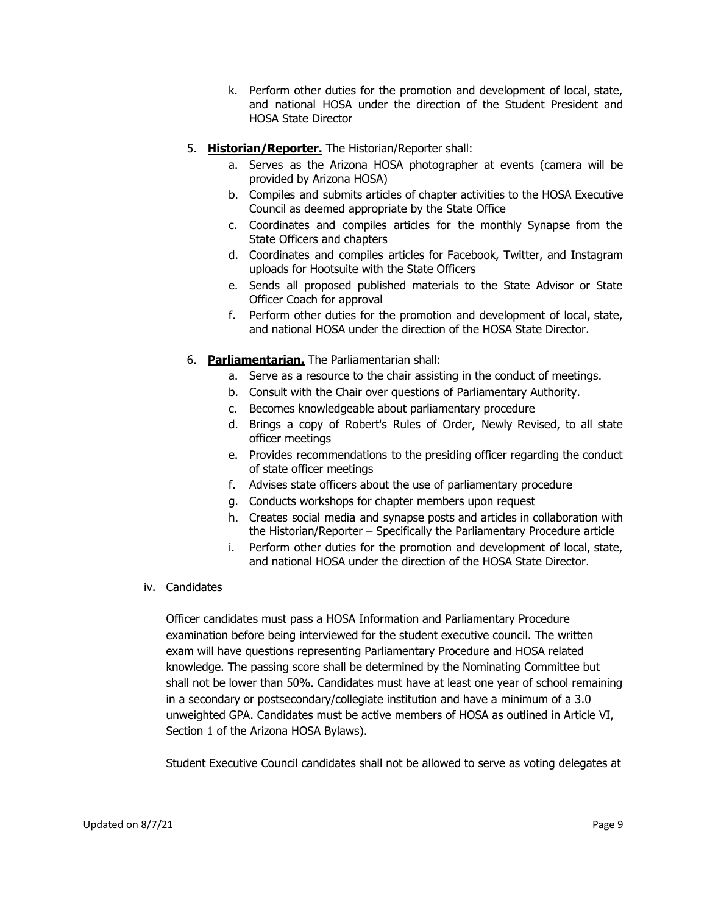k. Perform other duties for the promotion and development of local, state, and national HOSA under the direction of the Student President and HOSA State Director

5. **Historian/Reporter.** The Historian/Reporter shall:
   a. Serves as the Arizona HOSA photographer at events (camera will be provided by Arizona HOSA)
   b. Compiles and submits articles of chapter activities to the HOSA Executive Council as deemed appropriate by the State Office
   c. Coordinates and compiles articles for the monthly Synapse from the State Officers and chapters
   d. Coordinates and compiles articles for Facebook, Twitter, and Instagram uploads for Hootsuite with the State Officers
   e. Sends all proposed published materials to the State Advisor or State Officer Coach for approval
   f. Perform other duties for the promotion and development of local, state, and national HOSA under the direction of the HOSA State Director.

6. **Parliamentarian.** The Parliamentarian shall:
   a. Serve as a resource to the chair assisting in the conduct of meetings.
   b. Consult with the Chair over questions of Parliamentary Authority.
   c. Becomes knowledgeable about parliamentary procedure
   d. Brings a copy of Robert's Rules of Order, Newly Revised, to all state officer meetings
   e. Provides recommendations to the presiding officer regarding the conduct of state officer meetings
   f. Advises state officers about the use of parliamentary procedure
   g. Conducts workshops for chapter members upon request
   h. Creates social media and synapse posts and articles in collaboration with the Historian/Reporter – Specifically the Parliamentary Procedure article
   i. Perform other duties for the promotion and development of local, state, and national HOSA under the direction of the HOSA State Director.

iv. Candidates

Officer candidates must pass a HOSA Information and Parliamentary Procedure examination before being interviewed for the student executive council. The written exam will have questions representing Parliamentary Procedure and HOSA related knowledge. The passing score shall be determined by the Nominating Committee but shall not be lower than 50%. Candidates must have at least one year of school remaining in a secondary or postsecondary/collegiate institution and have a minimum of a 3.0 unweighted GPA. Candidates must be active members of HOSA as outlined in Article VI, Section 1 of the Arizona HOSA Bylaws).

Student Executive Council candidates shall not be allowed to serve as voting delegates at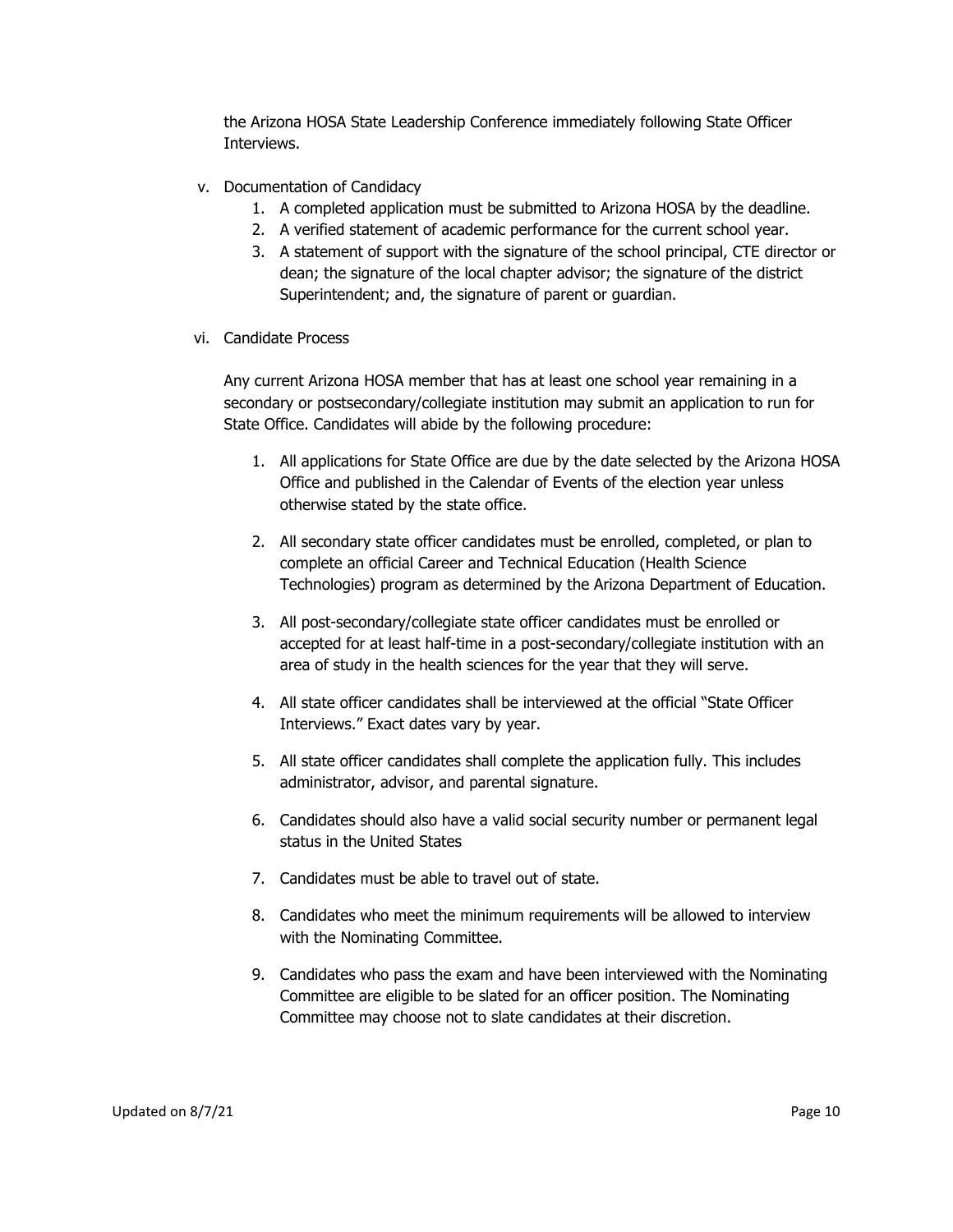the Arizona HOSA State Leadership Conference immediately following State Officer Interviews.

v. Documentation of Candidacy
   1. A completed application must be submitted to Arizona HOSA by the deadline.
   2. A verified statement of academic performance for the current school year.
   3. A statement of support with the signature of the school principal, CTE director or dean; the signature of the local chapter advisor; the signature of the district Superintendent; and, the signature of parent or guardian.

vi. Candidate Process

   Any current Arizona HOSA member that has at least one school year remaining in a secondary or postsecondary/collegiate institution may submit an application to run for State Office. Candidates will abide by the following procedure:

   1. All applications for State Office are due by the date selected by the Arizona HOSA Office and published in the Calendar of Events of the election year unless otherwise stated by the state office.

   2. All secondary state officer candidates must be enrolled, completed, or plan to complete an official Career and Technical Education (Health Science Technologies) program as determined by the Arizona Department of Education.

   3. All post-secondary/collegiate state officer candidates must be enrolled or accepted for at least half-time in a post-secondary/collegiate institution with an area of study in the health sciences for the year that they will serve.

   4. All state officer candidates shall be interviewed at the official "State Officer Interviews." Exact dates vary by year.

   5. All state officer candidates shall complete the application fully. This includes administrator, advisor, and parental signature.

   6. Candidates should also have a valid social security number or permanent legal status in the United States

   7. Candidates must be able to travel out of state.

   8. Candidates who meet the minimum requirements will be allowed to interview with the Nominating Committee.

   9. Candidates who pass the exam and have been interviewed with the Nominating Committee are eligible to be slated for an officer position. The Nominating Committee may choose not to slate candidates at their discretion.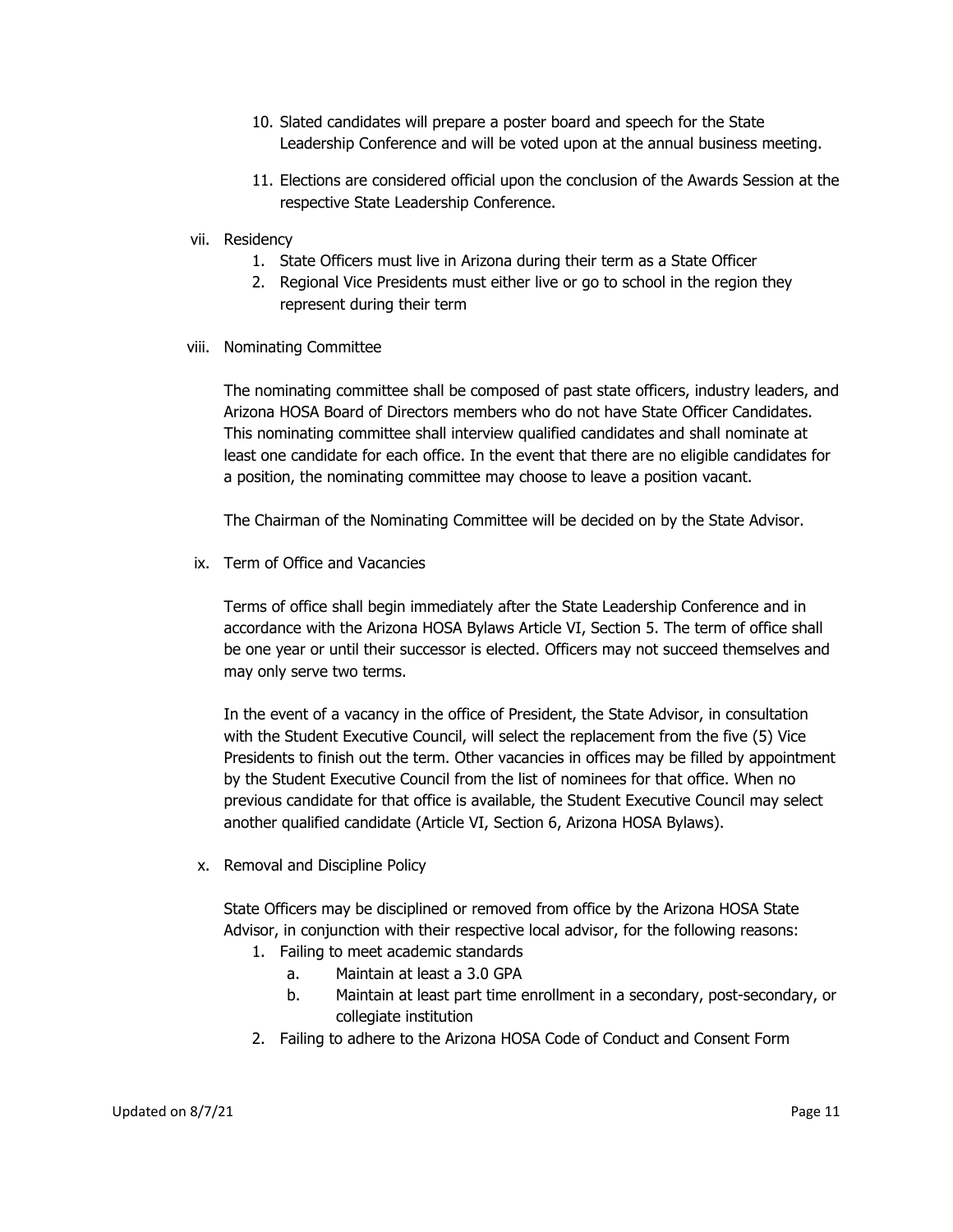10. Slated candidates will prepare a poster board and speech for the State Leadership Conference and will be voted upon at the annual business meeting.

11. Elections are considered official upon the conclusion of the Awards Session at the respective State Leadership Conference.

vii. Residency

1. State Officers must live in Arizona during their term as a State Officer
2. Regional Vice Presidents must either live or go to school in the region they represent during their term

viii. Nominating Committee

The nominating committee shall be composed of past state officers, industry leaders, and Arizona HOSA Board of Directors members who do not have State Officer Candidates. This nominating committee shall interview qualified candidates and shall nominate at least one candidate for each office. In the event that there are no eligible candidates for a position, the nominating committee may choose to leave a position vacant.

The Chairman of the Nominating Committee will be decided on by the State Advisor.

ix. Term of Office and Vacancies

Terms of office shall begin immediately after the State Leadership Conference and in accordance with the Arizona HOSA Bylaws Article VI, Section 5. The term of office shall be one year or until their successor is elected. Officers may not succeed themselves and may only serve two terms.

In the event of a vacancy in the office of President, the State Advisor, in consultation with the Student Executive Council, will select the replacement from the five (5) Vice Presidents to finish out the term. Other vacancies in offices may be filled by appointment by the Student Executive Council from the list of nominees for that office. When no previous candidate for that office is available, the Student Executive Council may select another qualified candidate (Article VI, Section 6, Arizona HOSA Bylaws).

x. Removal and Discipline Policy

State Officers may be disciplined or removed from office by the Arizona HOSA State Advisor, in conjunction with their respective local advisor, for the following reasons:

1. Failing to meet academic standards
   a. Maintain at least a 3.0 GPA
   b. Maintain at least part time enrollment in a secondary, post-secondary, or collegiate institution
2. Failing to adhere to the Arizona HOSA Code of Conduct and Consent Form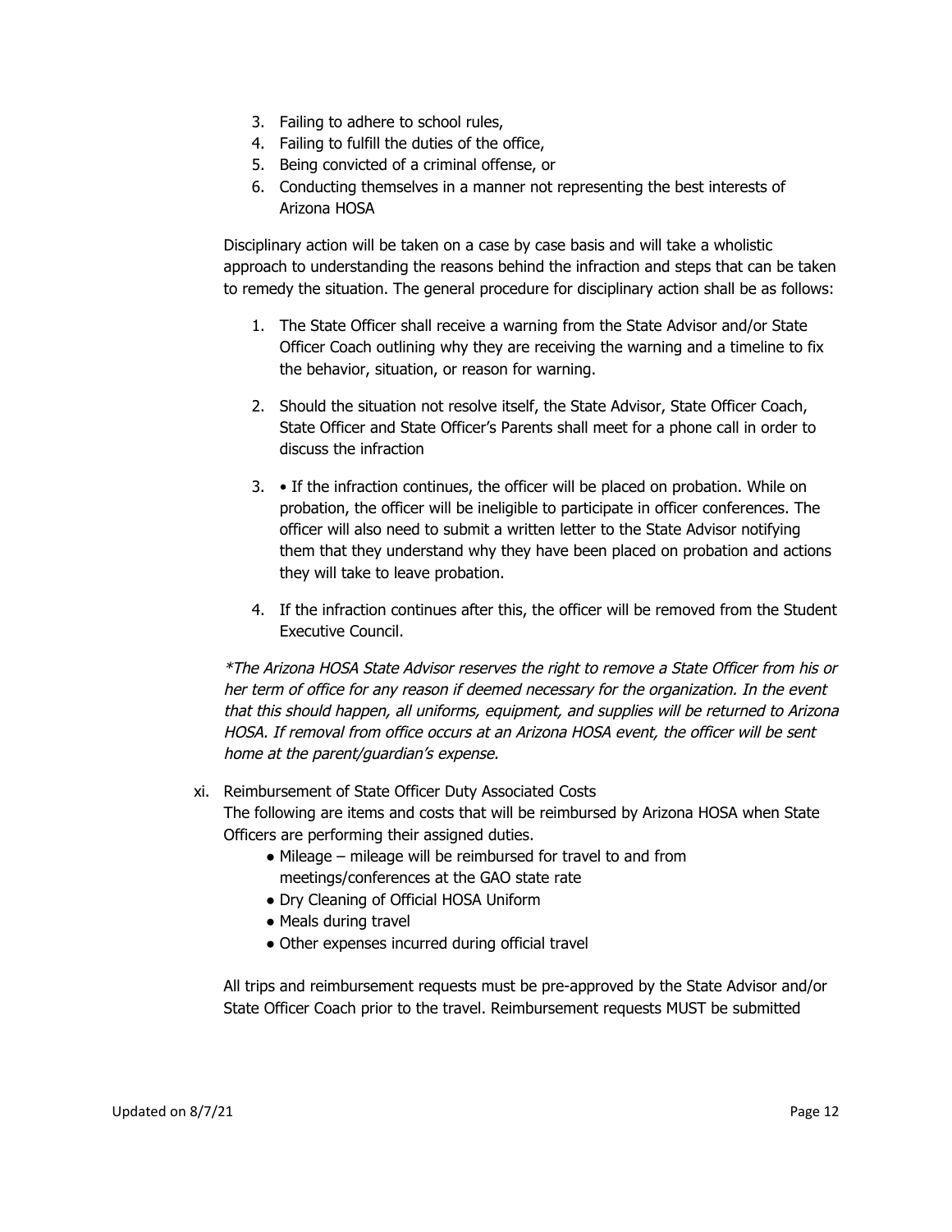3. Failing to adhere to school rules,
4. Failing to fulfill the duties of the office,
5. Being convicted of a criminal offense, or
6. Conducting themselves in a manner not representing the best interests of Arizona HOSA

Disciplinary action will be taken on a case by case basis and will take a wholistic approach to understanding the reasons behind the infraction and steps that can be taken to remedy the situation. The general procedure for disciplinary action shall be as follows:

1. The State Officer shall receive a warning from the State Advisor and/or State Officer Coach outlining why they are receiving the warning and a timeline to fix the behavior, situation, or reason for warning.

2. Should the situation not resolve itself, the State Advisor, State Officer Coach, State Officer and State Officer's Parents shall meet for a phone call in order to discuss the infraction

3. • If the infraction continues, the officer will be placed on probation. While on probation, the officer will be ineligible to participate in officer conferences. The officer will also need to submit a written letter to the State Advisor notifying them that they understand why they have been placed on probation and actions they will take to leave probation.

4. If the infraction continues after this, the officer will be removed from the Student Executive Council.

*\*The Arizona HOSA State Advisor reserves the right to remove a State Officer from his or her term of office for any reason if deemed necessary for the organization. In the event that this should happen, all uniforms, equipment, and supplies will be returned to Arizona HOSA. If removal from office occurs at an Arizona HOSA event, the officer will be sent home at the parent/guardian's expense.*

xi. Reimbursement of State Officer Duty Associated Costs

The following are items and costs that will be reimbursed by Arizona HOSA when State Officers are performing their assigned duties.

- Mileage – mileage will be reimbursed for travel to and from meetings/conferences at the GAO state rate
- Dry Cleaning of Official HOSA Uniform
- Meals during travel
- Other expenses incurred during official travel

All trips and reimbursement requests must be pre-approved by the State Advisor and/or State Officer Coach prior to the travel. Reimbursement requests MUST be submitted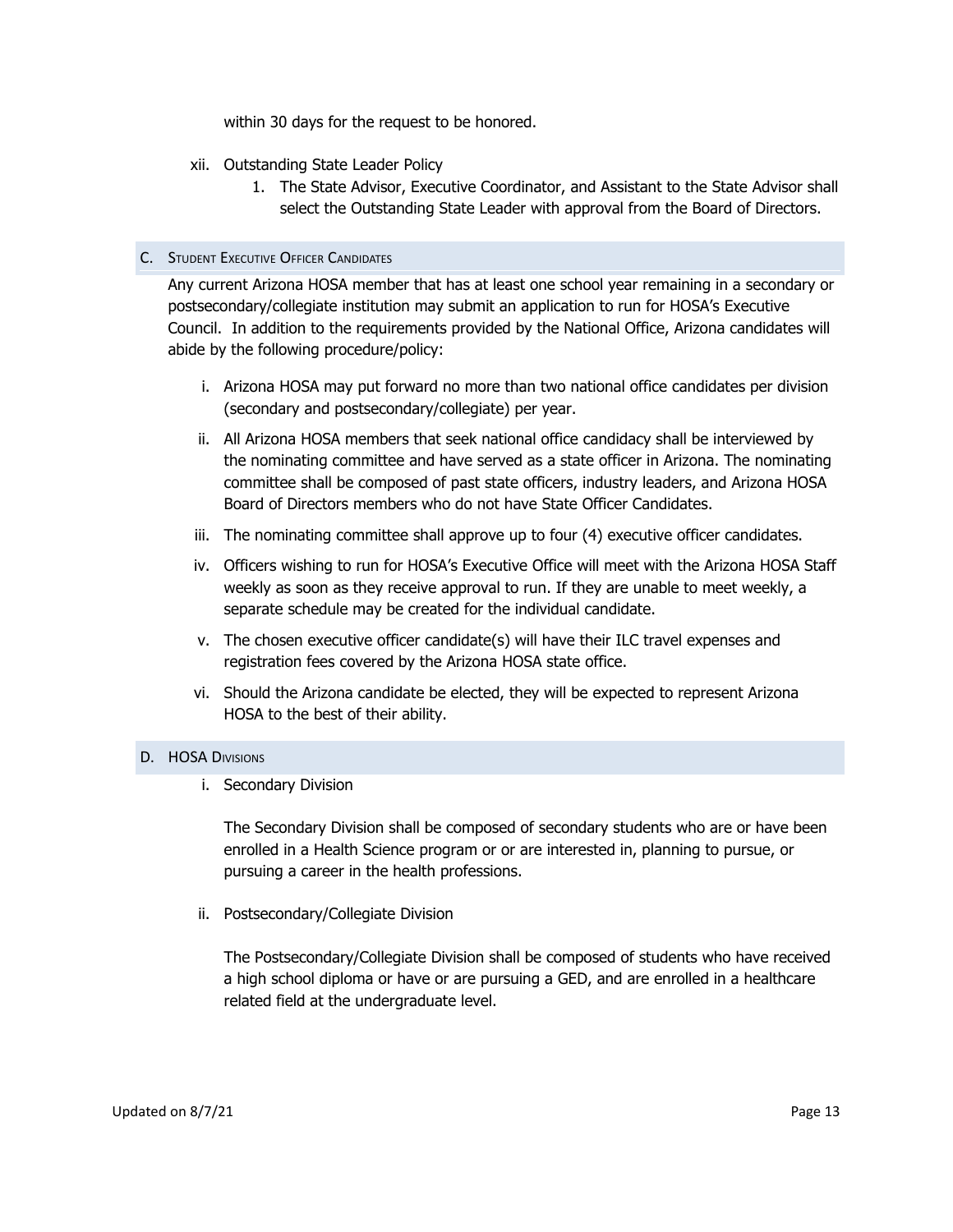within 30 days for the request to be honored.

xii. Outstanding State Leader Policy

1. The State Advisor, Executive Coordinator, and Assistant to the State Advisor shall select the Outstanding State Leader with approval from the Board of Directors.

### C. Student Executive Officer Candidates

Any current Arizona HOSA member that has at least one school year remaining in a secondary or postsecondary/collegiate institution may submit an application to run for HOSA's Executive Council. In addition to the requirements provided by the National Office, Arizona candidates will abide by the following procedure/policy:

i. Arizona HOSA may put forward no more than two national office candidates per division (secondary and postsecondary/collegiate) per year.

ii. All Arizona HOSA members that seek national office candidacy shall be interviewed by the nominating committee and have served as a state officer in Arizona. The nominating committee shall be composed of past state officers, industry leaders, and Arizona HOSA Board of Directors members who do not have State Officer Candidates.

iii. The nominating committee shall approve up to four (4) executive officer candidates.

iv. Officers wishing to run for HOSA's Executive Office will meet with the Arizona HOSA Staff weekly as soon as they receive approval to run. If they are unable to meet weekly, a separate schedule may be created for the individual candidate.

v. The chosen executive officer candidate(s) will have their ILC travel expenses and registration fees covered by the Arizona HOSA state office.

vi. Should the Arizona candidate be elected, they will be expected to represent Arizona HOSA to the best of their ability.

### D. HOSA Divisions

i. Secondary Division

The Secondary Division shall be composed of secondary students who are or have been enrolled in a Health Science program or or are interested in, planning to pursue, or pursuing a career in the health professions.

ii. Postsecondary/Collegiate Division

The Postsecondary/Collegiate Division shall be composed of students who have received a high school diploma or have or are pursuing a GED, and are enrolled in a healthcare related field at the undergraduate level.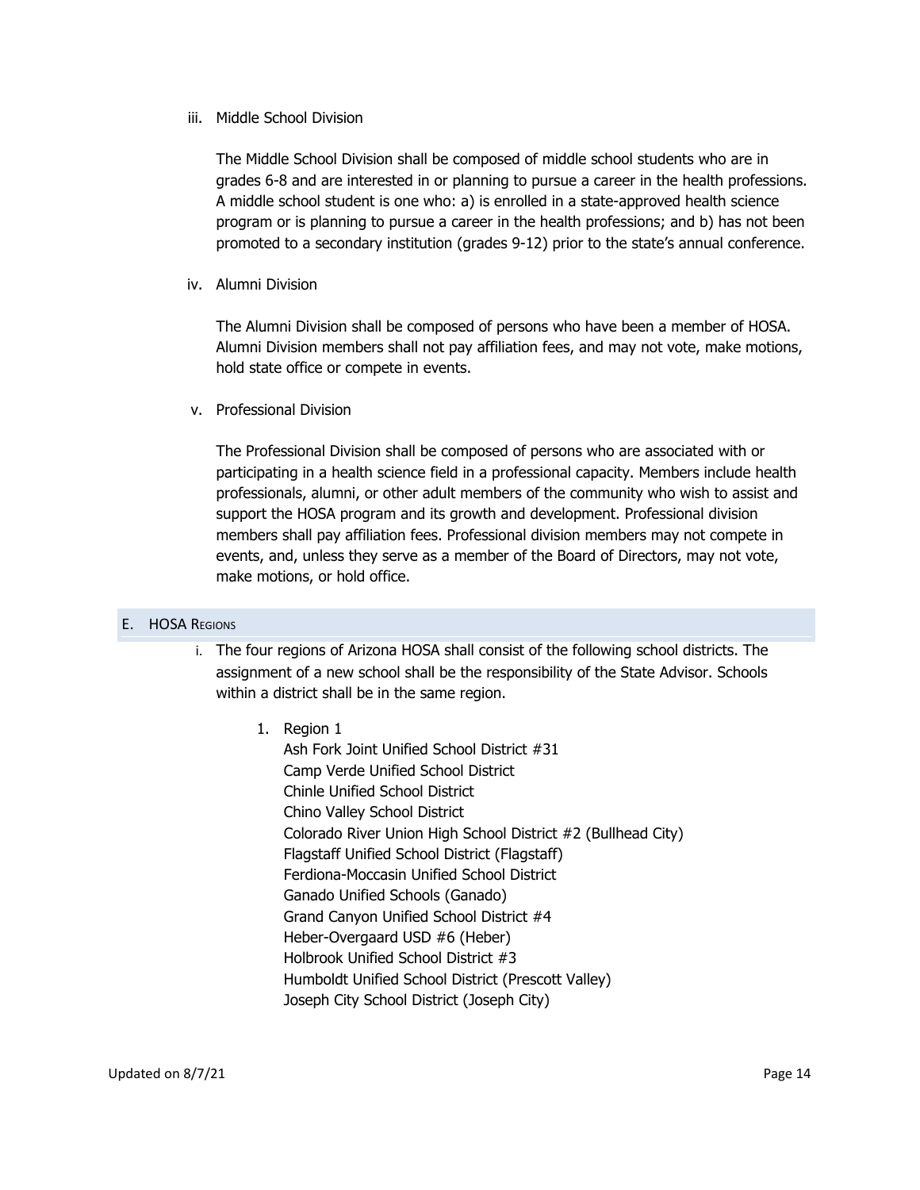iii. Middle School Division

The Middle School Division shall be composed of middle school students who are in grades 6-8 and are interested in or planning to pursue a career in the health professions. A middle school student is one who: a) is enrolled in a state-approved health science program or is planning to pursue a career in the health professions; and b) has not been promoted to a secondary institution (grades 9-12) prior to the state's annual conference.

iv. Alumni Division

The Alumni Division shall be composed of persons who have been a member of HOSA. Alumni Division members shall not pay affiliation fees, and may not vote, make motions, hold state office or compete in events.

v. Professional Division

The Professional Division shall be composed of persons who are associated with or participating in a health science field in a professional capacity. Members include health professionals, alumni, or other adult members of the community who wish to assist and support the HOSA program and its growth and development. Professional division members shall pay affiliation fees. Professional division members may not compete in events, and, unless they serve as a member of the Board of Directors, may not vote, make motions, or hold office.

## E. HOSA Regions

i. The four regions of Arizona HOSA shall consist of the following school districts. The assignment of a new school shall be the responsibility of the State Advisor. Schools within a district shall be in the same region.

1. Region 1
   Ash Fork Joint Unified School District #31
   Camp Verde Unified School District
   Chinle Unified School District
   Chino Valley School District
   Colorado River Union High School District #2 (Bullhead City)
   Flagstaff Unified School District (Flagstaff)
   Ferdiona-Moccasin Unified School District
   Ganado Unified Schools (Ganado)
   Grand Canyon Unified School District #4
   Heber-Overgaard USD #6 (Heber)
   Holbrook Unified School District #3
   Humboldt Unified School District (Prescott Valley)
   Joseph City School District (Joseph City)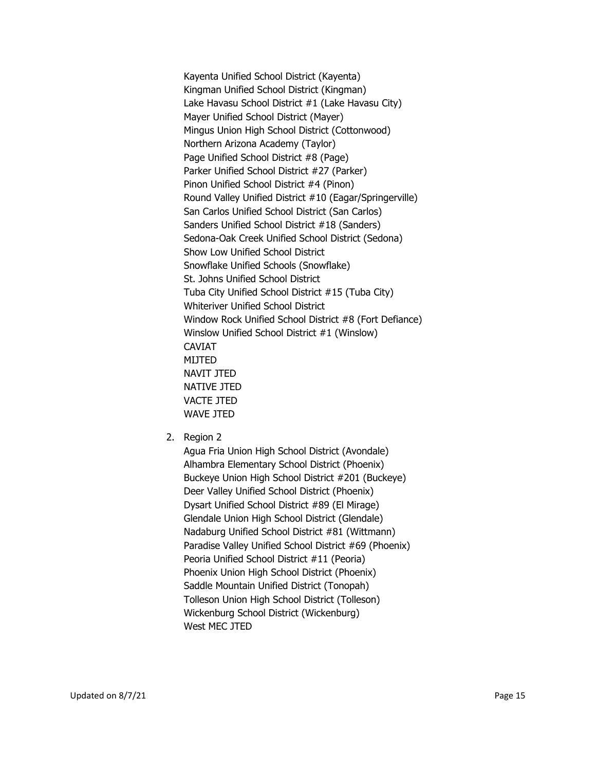Kayenta Unified School District (Kayenta)
Kingman Unified School District (Kingman)
Lake Havasu School District #1 (Lake Havasu City)
Mayer Unified School District (Mayer)
Mingus Union High School District (Cottonwood)
Northern Arizona Academy (Taylor)
Page Unified School District #8 (Page)
Parker Unified School District #27 (Parker)
Pinon Unified School District #4 (Pinon)
Round Valley Unified District #10 (Eagar/Springerville)
San Carlos Unified School District (San Carlos)
Sanders Unified School District #18 (Sanders)
Sedona-Oak Creek Unified School District (Sedona)
Show Low Unified School District
Snowflake Unified Schools (Snowflake)
St. Johns Unified School District
Tuba City Unified School District #15 (Tuba City)
Whiteriver Unified School District
Window Rock Unified School District #8 (Fort Defiance)
Winslow Unified School District #1 (Winslow)
CAVIAT
MIJTED
NAVIT JTED
NATIVE JTED
VACTE JTED
WAVE JTED

2. Region 2

   Agua Fria Union High School District (Avondale)
   Alhambra Elementary School District (Phoenix)
   Buckeye Union High School District #201 (Buckeye)
   Deer Valley Unified School District (Phoenix)
   Dysart Unified School District #89 (El Mirage)
   Glendale Union High School District (Glendale)
   Nadaburg Unified School District #81 (Wittmann)
   Paradise Valley Unified School District #69 (Phoenix)
   Peoria Unified School District #11 (Peoria)
   Phoenix Union High School District (Phoenix)
   Saddle Mountain Unified District (Tonopah)
   Tolleson Union High School District (Tolleson)
   Wickenburg School District (Wickenburg)
   West MEC JTED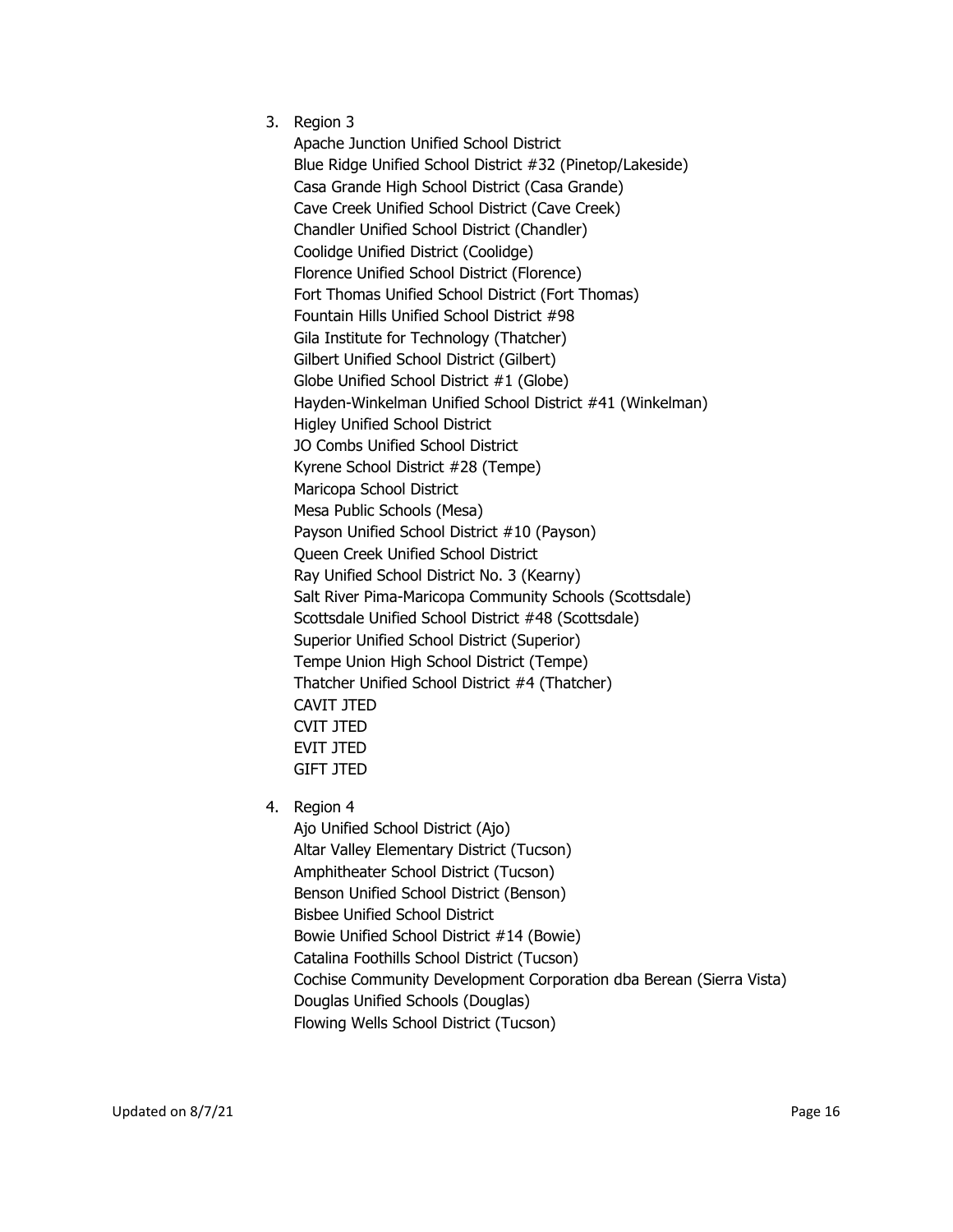3. Region 3

   Apache Junction Unified School District
   Blue Ridge Unified School District #32 (Pinetop/Lakeside)
   Casa Grande High School District (Casa Grande)
   Cave Creek Unified School District (Cave Creek)
   Chandler Unified School District (Chandler)
   Coolidge Unified District (Coolidge)
   Florence Unified School District (Florence)
   Fort Thomas Unified School District (Fort Thomas)
   Fountain Hills Unified School District #98
   Gila Institute for Technology (Thatcher)
   Gilbert Unified School District (Gilbert)
   Globe Unified School District #1 (Globe)
   Hayden-Winkelman Unified School District #41 (Winkelman)
   Higley Unified School District
   JO Combs Unified School District
   Kyrene School District #28 (Tempe)
   Maricopa School District
   Mesa Public Schools (Mesa)
   Payson Unified School District #10 (Payson)
   Queen Creek Unified School District
   Ray Unified School District No. 3 (Kearny)
   Salt River Pima-Maricopa Community Schools (Scottsdale)
   Scottsdale Unified School District #48 (Scottsdale)
   Superior Unified School District (Superior)
   Tempe Union High School District (Tempe)
   Thatcher Unified School District #4 (Thatcher)
   CAVIT JTED
   CVIT JTED
   EVIT JTED
   GIFT JTED

4. Region 4

   Ajo Unified School District (Ajo)
   Altar Valley Elementary District (Tucson)
   Amphitheater School District (Tucson)
   Benson Unified School District (Benson)
   Bisbee Unified School District
   Bowie Unified School District #14 (Bowie)
   Catalina Foothills School District (Tucson)
   Cochise Community Development Corporation dba Berean (Sierra Vista)
   Douglas Unified Schools (Douglas)
   Flowing Wells School District (Tucson)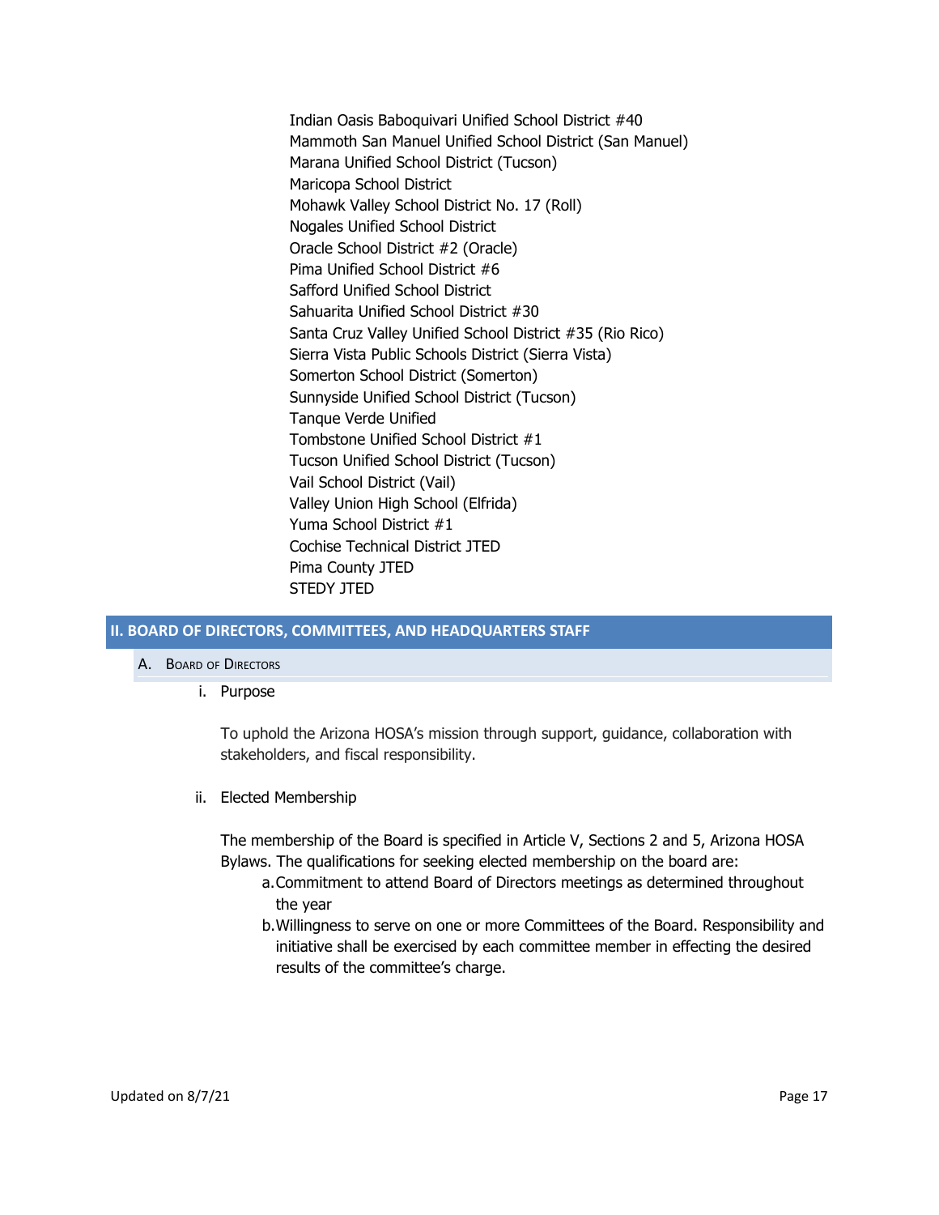Indian Oasis Baboquivari Unified School District #40
Mammoth San Manuel Unified School District (San Manuel)
Marana Unified School District (Tucson)
Maricopa School District
Mohawk Valley School District No. 17 (Roll)
Nogales Unified School District
Oracle School District #2 (Oracle)
Pima Unified School District #6
Safford Unified School District
Sahuarita Unified School District #30
Santa Cruz Valley Unified School District #35 (Rio Rico)
Sierra Vista Public Schools District (Sierra Vista)
Somerton School District (Somerton)
Sunnyside Unified School District (Tucson)
Tanque Verde Unified
Tombstone Unified School District #1
Tucson Unified School District (Tucson)
Vail School District (Vail)
Valley Union High School (Elfrida)
Yuma School District #1
Cochise Technical District JTED
Pima County JTED
STEDY JTED

## II. BOARD OF DIRECTORS, COMMITTEES, AND HEADQUARTERS STAFF

### A. Board of Directors

i. Purpose

To uphold the Arizona HOSA's mission through support, guidance, collaboration with stakeholders, and fiscal responsibility.

ii. Elected Membership

The membership of the Board is specified in Article V, Sections 2 and 5, Arizona HOSA Bylaws. The qualifications for seeking elected membership on the board are:

a. Commitment to attend Board of Directors meetings as determined throughout the year
b. Willingness to serve on one or more Committees of the Board. Responsibility and initiative shall be exercised by each committee member in effecting the desired results of the committee's charge.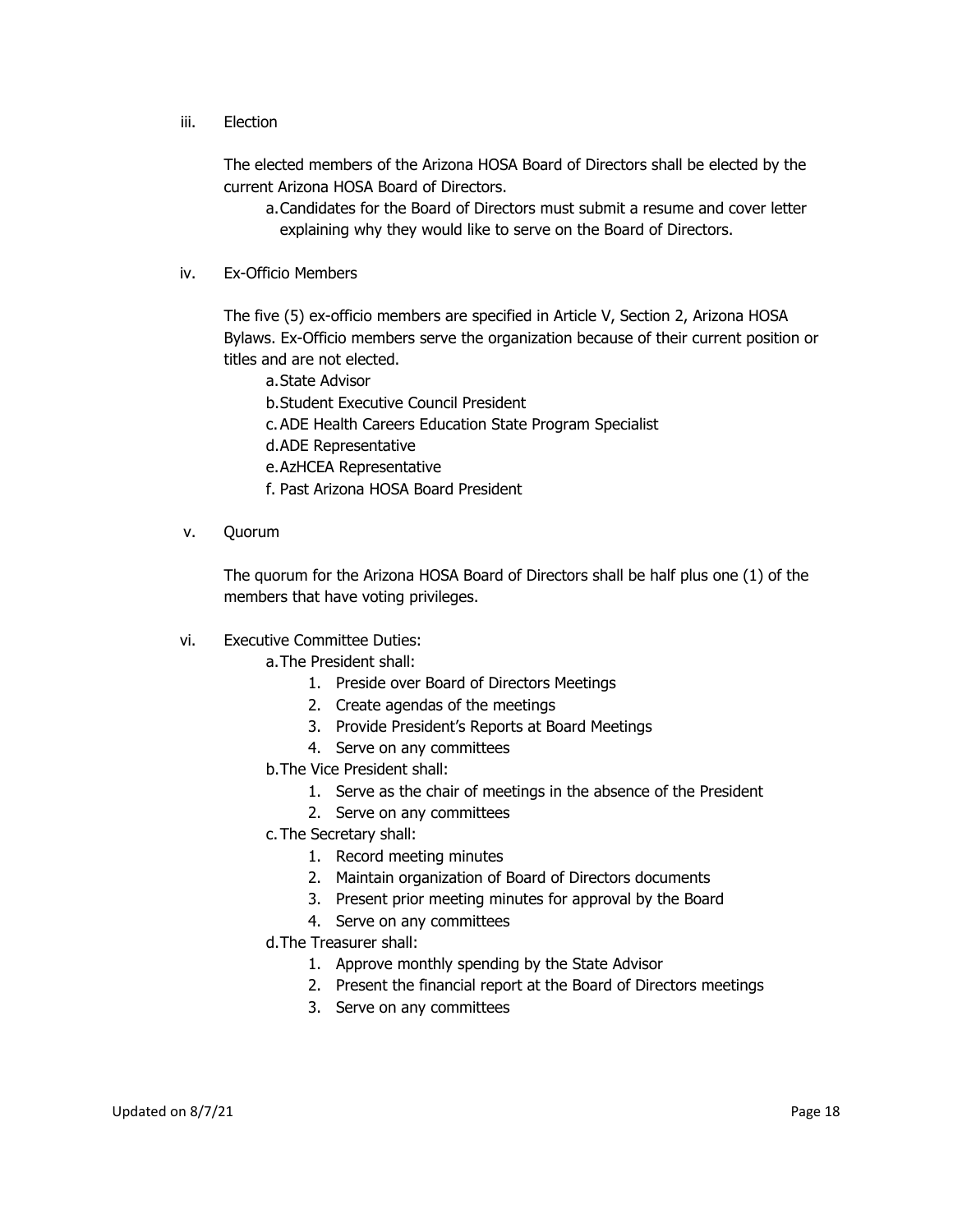iii. Election

The elected members of the Arizona HOSA Board of Directors shall be elected by the current Arizona HOSA Board of Directors.

a. Candidates for the Board of Directors must submit a resume and cover letter explaining why they would like to serve on the Board of Directors.

iv. Ex-Officio Members

The five (5) ex-officio members are specified in Article V, Section 2, Arizona HOSA Bylaws. Ex-Officio members serve the organization because of their current position or titles and are not elected.

a. State Advisor
b. Student Executive Council President
c. ADE Health Careers Education State Program Specialist
d. ADE Representative
e. AzHCEA Representative
f. Past Arizona HOSA Board President

v. Quorum

The quorum for the Arizona HOSA Board of Directors shall be half plus one (1) of the members that have voting privileges.

vi. Executive Committee Duties:

a. The President shall:
   1. Preside over Board of Directors Meetings
   2. Create agendas of the meetings
   3. Provide President's Reports at Board Meetings
   4. Serve on any committees

b. The Vice President shall:
   1. Serve as the chair of meetings in the absence of the President
   2. Serve on any committees

c. The Secretary shall:
   1. Record meeting minutes
   2. Maintain organization of Board of Directors documents
   3. Present prior meeting minutes for approval by the Board
   4. Serve on any committees

d. The Treasurer shall:
   1. Approve monthly spending by the State Advisor
   2. Present the financial report at the Board of Directors meetings
   3. Serve on any committees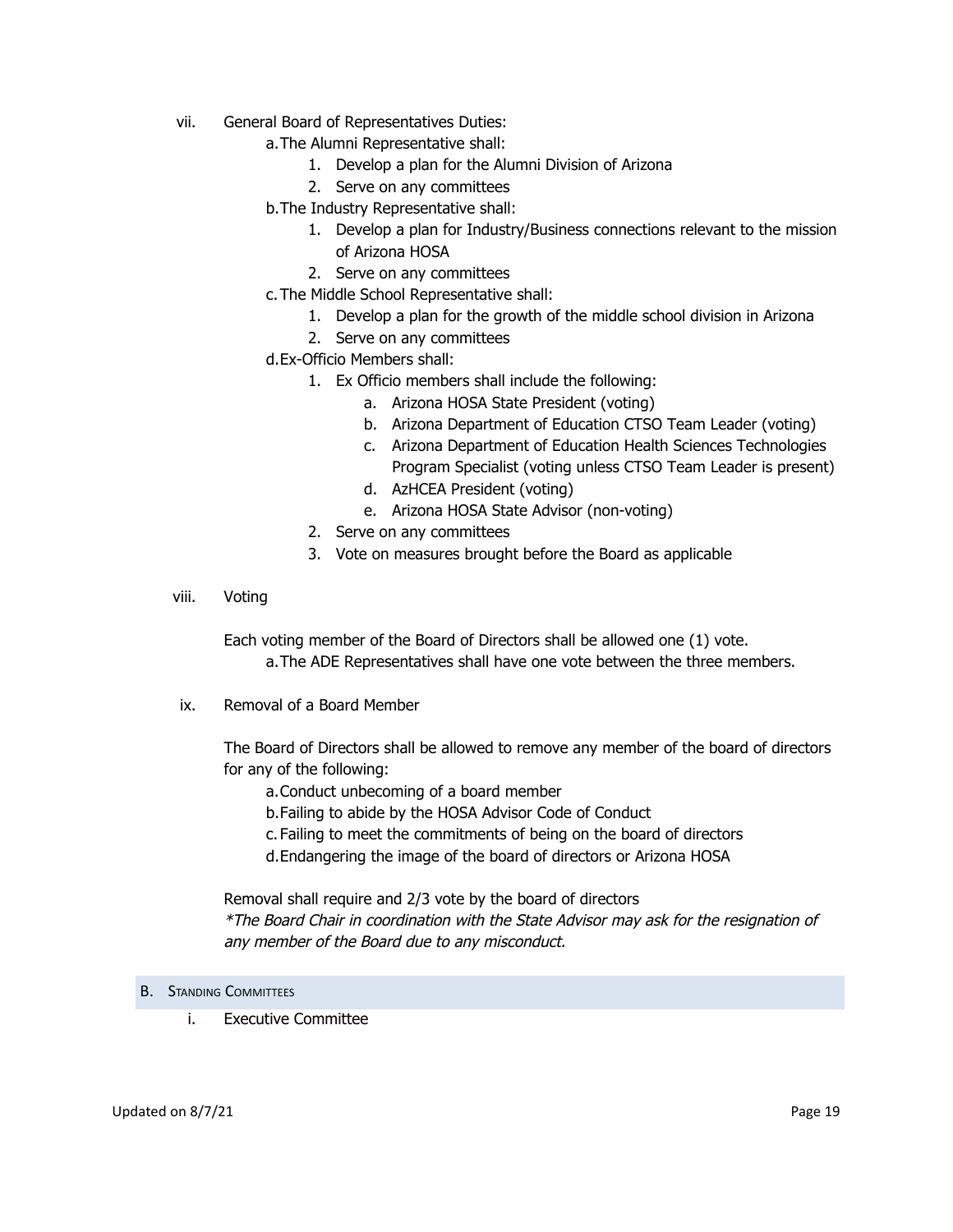vii. General Board of Representatives Duties:

a. The Alumni Representative shall:

1. Develop a plan for the Alumni Division of Arizona
2. Serve on any committees

b. The Industry Representative shall:

1. Develop a plan for Industry/Business connections relevant to the mission of Arizona HOSA
2. Serve on any committees

c. The Middle School Representative shall:

1. Develop a plan for the growth of the middle school division in Arizona
2. Serve on any committees

d. Ex-Officio Members shall:

1. Ex Officio members shall include the following:
    a. Arizona HOSA State President (voting)
    b. Arizona Department of Education CTSO Team Leader (voting)
    c. Arizona Department of Education Health Sciences Technologies Program Specialist (voting unless CTSO Team Leader is present)
    d. AzHCEA President (voting)
    e. Arizona HOSA State Advisor (non-voting)
2. Serve on any committees
3. Vote on measures brought before the Board as applicable

viii. Voting

Each voting member of the Board of Directors shall be allowed one (1) vote.

a. The ADE Representatives shall have one vote between the three members.

ix. Removal of a Board Member

The Board of Directors shall be allowed to remove any member of the board of directors for any of the following:

a. Conduct unbecoming of a board member
b. Failing to abide by the HOSA Advisor Code of Conduct
c. Failing to meet the commitments of being on the board of directors
d. Endangering the image of the board of directors or Arizona HOSA

Removal shall require and 2/3 vote by the board of directors

*\*The Board Chair in coordination with the State Advisor may ask for the resignation of any member of the Board due to any misconduct.*

## B. Standing Committees

i. Executive Committee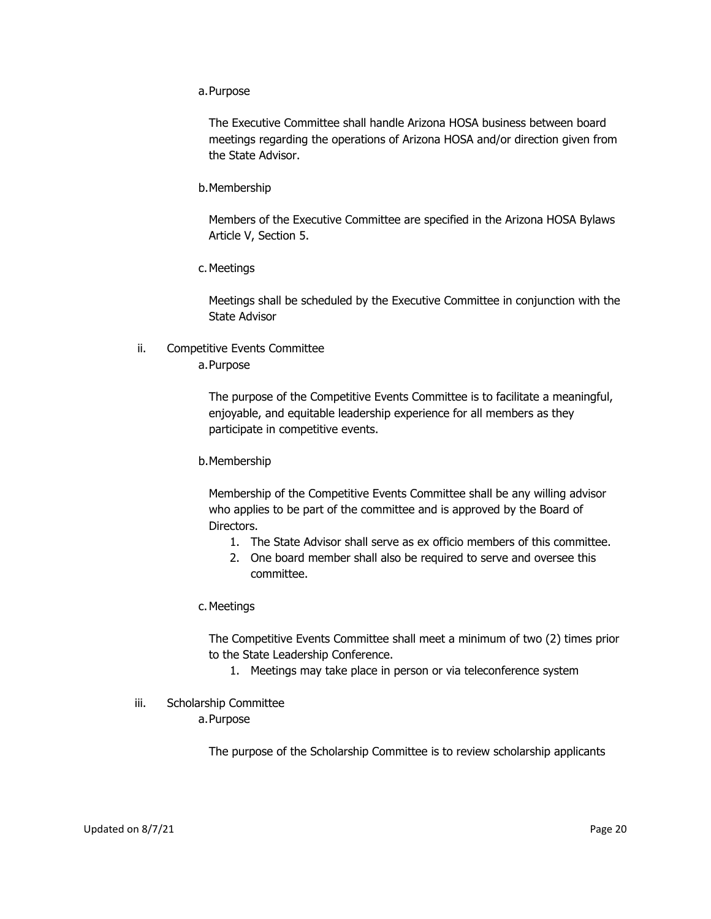a. Purpose

The Executive Committee shall handle Arizona HOSA business between board meetings regarding the operations of Arizona HOSA and/or direction given from the State Advisor.

b. Membership

Members of the Executive Committee are specified in the Arizona HOSA Bylaws Article V, Section 5.

c. Meetings

Meetings shall be scheduled by the Executive Committee in conjunction with the State Advisor

ii. Competitive Events Committee

a. Purpose

The purpose of the Competitive Events Committee is to facilitate a meaningful, enjoyable, and equitable leadership experience for all members as they participate in competitive events.

b. Membership

Membership of the Competitive Events Committee shall be any willing advisor who applies to be part of the committee and is approved by the Board of Directors.

1. The State Advisor shall serve as ex officio members of this committee.
2. One board member shall also be required to serve and oversee this committee.

c. Meetings

The Competitive Events Committee shall meet a minimum of two (2) times prior to the State Leadership Conference.

1. Meetings may take place in person or via teleconference system

iii. Scholarship Committee

a. Purpose

The purpose of the Scholarship Committee is to review scholarship applicants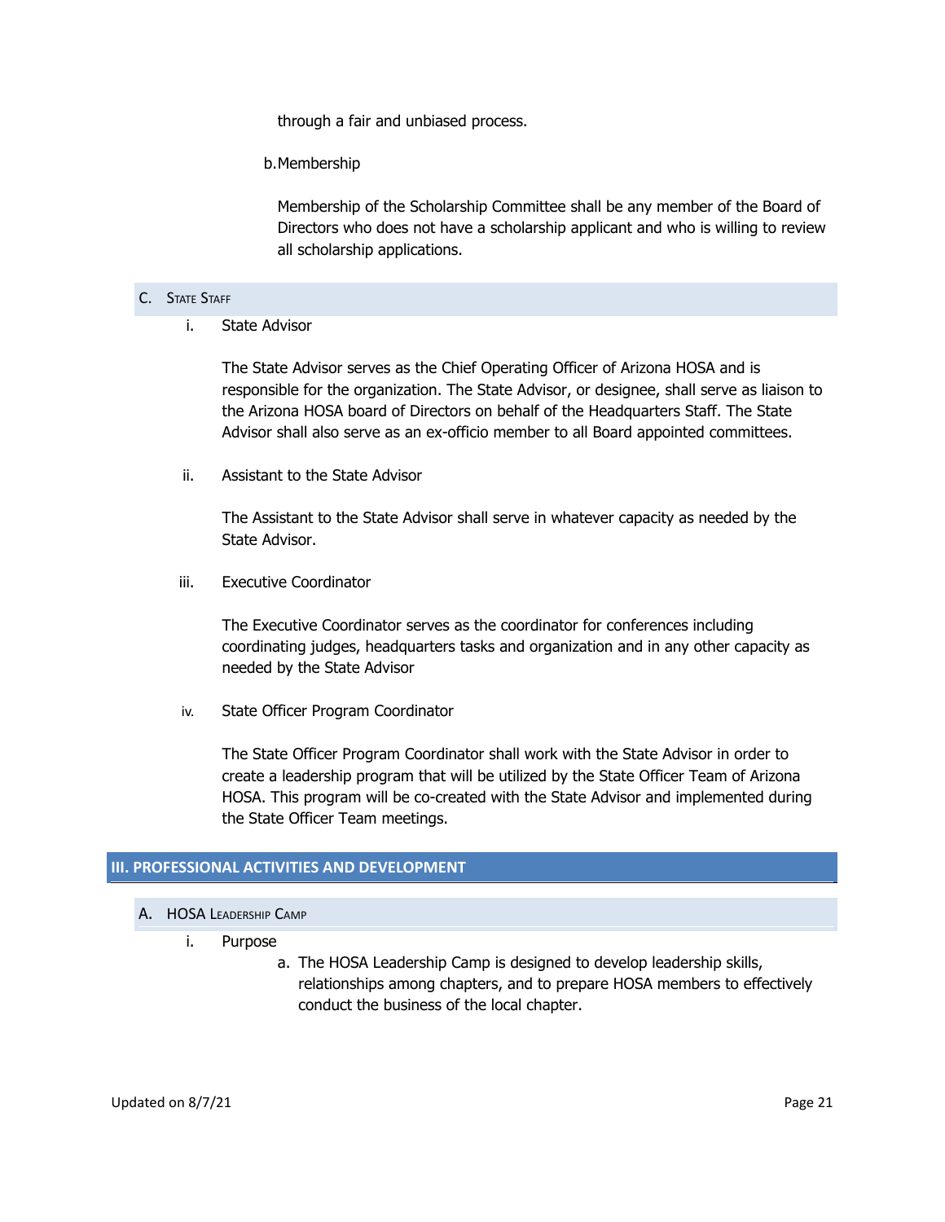through a fair and unbiased process.

b. Membership

Membership of the Scholarship Committee shall be any member of the Board of Directors who does not have a scholarship applicant and who is willing to review all scholarship applications.

### C. State Staff

i. State Advisor

The State Advisor serves as the Chief Operating Officer of Arizona HOSA and is responsible for the organization. The State Advisor, or designee, shall serve as liaison to the Arizona HOSA board of Directors on behalf of the Headquarters Staff. The State Advisor shall also serve as an ex-officio member to all Board appointed committees.

ii. Assistant to the State Advisor

The Assistant to the State Advisor shall serve in whatever capacity as needed by the State Advisor.

iii. Executive Coordinator

The Executive Coordinator serves as the coordinator for conferences including coordinating judges, headquarters tasks and organization and in any other capacity as needed by the State Advisor

iv. State Officer Program Coordinator

The State Officer Program Coordinator shall work with the State Advisor in order to create a leadership program that will be utilized by the State Officer Team of Arizona HOSA. This program will be co-created with the State Advisor and implemented during the State Officer Team meetings.

## III. PROFESSIONAL ACTIVITIES AND DEVELOPMENT

### A. HOSA Leadership Camp

i. Purpose

a. The HOSA Leadership Camp is designed to develop leadership skills, relationships among chapters, and to prepare HOSA members to effectively conduct the business of the local chapter.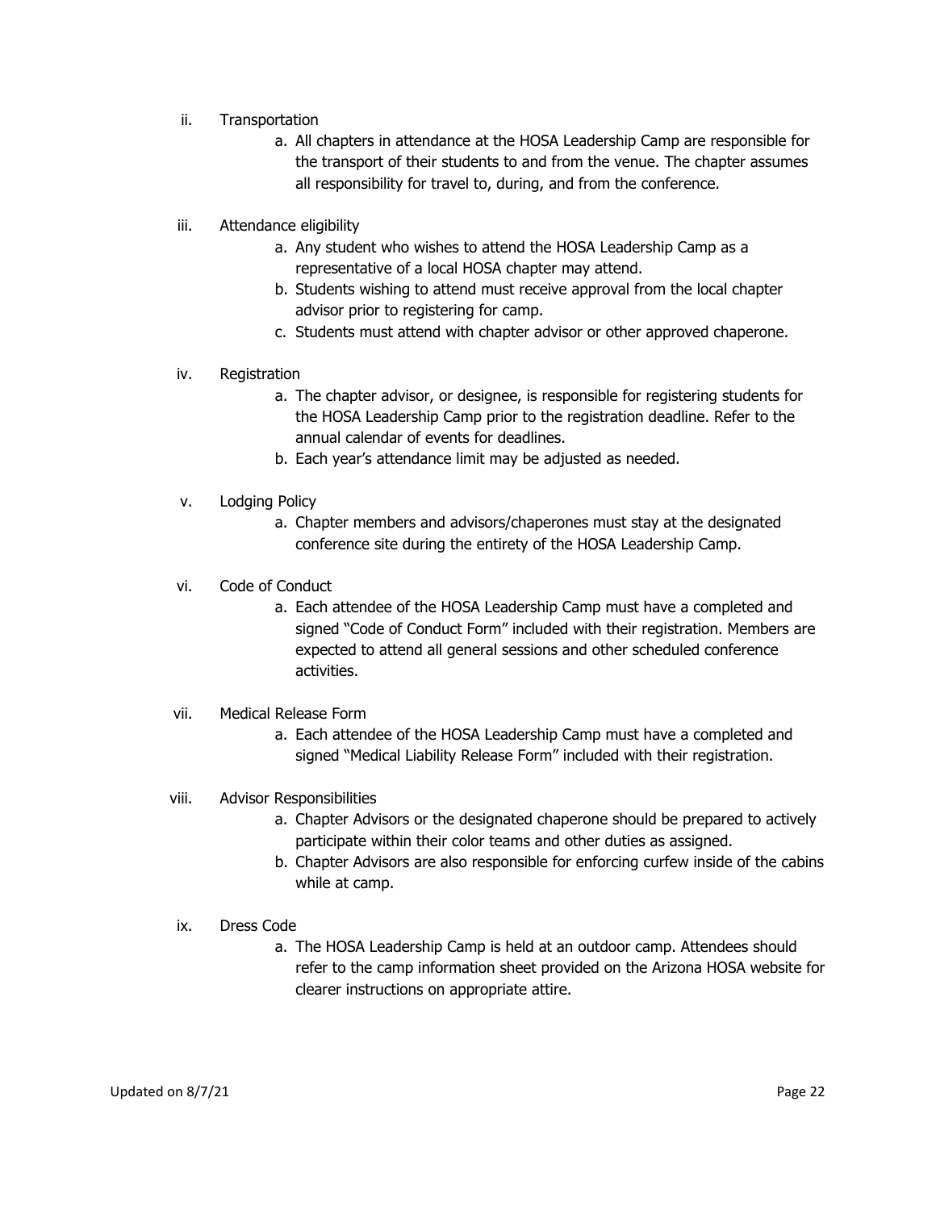ii. Transportation

   a. All chapters in attendance at the HOSA Leadership Camp are responsible for the transport of their students to and from the venue. The chapter assumes all responsibility for travel to, during, and from the conference.

iii. Attendance eligibility

   a. Any student who wishes to attend the HOSA Leadership Camp as a representative of a local HOSA chapter may attend.
   b. Students wishing to attend must receive approval from the local chapter advisor prior to registering for camp.
   c. Students must attend with chapter advisor or other approved chaperone.

iv. Registration

   a. The chapter advisor, or designee, is responsible for registering students for the HOSA Leadership Camp prior to the registration deadline. Refer to the annual calendar of events for deadlines.
   b. Each year's attendance limit may be adjusted as needed.

v. Lodging Policy

   a. Chapter members and advisors/chaperones must stay at the designated conference site during the entirety of the HOSA Leadership Camp.

vi. Code of Conduct

   a. Each attendee of the HOSA Leadership Camp must have a completed and signed "Code of Conduct Form" included with their registration. Members are expected to attend all general sessions and other scheduled conference activities.

vii. Medical Release Form

   a. Each attendee of the HOSA Leadership Camp must have a completed and signed "Medical Liability Release Form" included with their registration.

viii. Advisor Responsibilities

   a. Chapter Advisors or the designated chaperone should be prepared to actively participate within their color teams and other duties as assigned.
   b. Chapter Advisors are also responsible for enforcing curfew inside of the cabins while at camp.

ix. Dress Code

   a. The HOSA Leadership Camp is held at an outdoor camp. Attendees should refer to the camp information sheet provided on the Arizona HOSA website for clearer instructions on appropriate attire.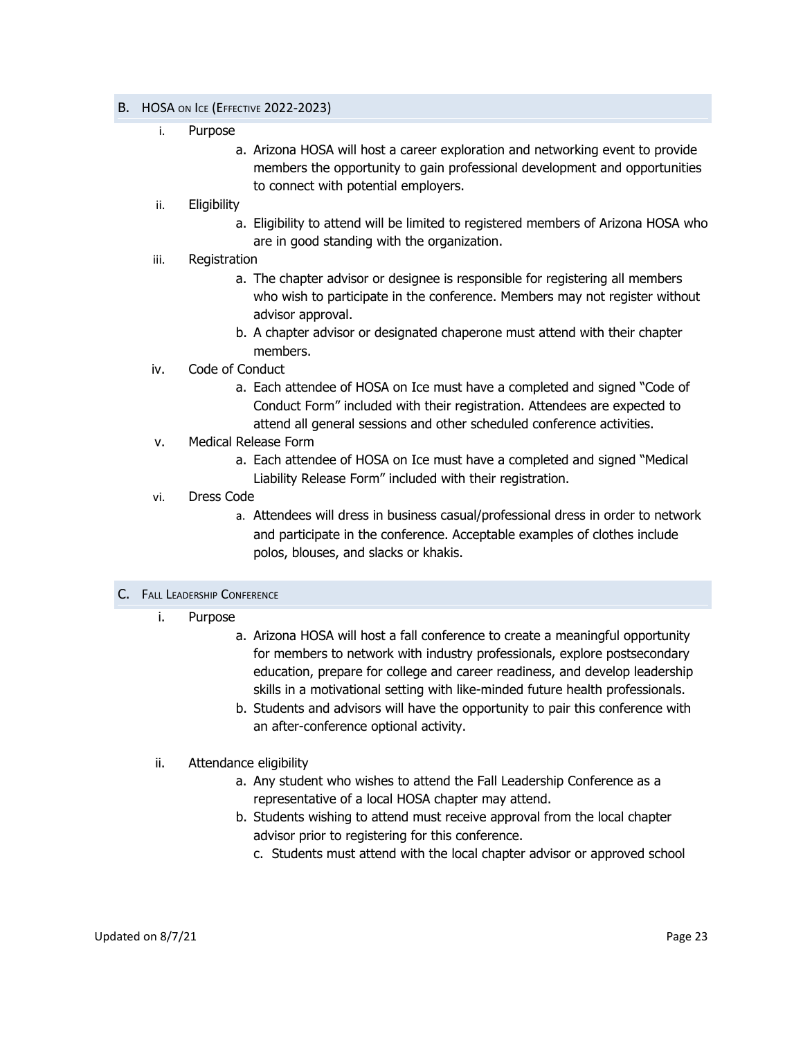## B. HOSA on Ice (Effective 2022-2023)

i. Purpose

   a. Arizona HOSA will host a career exploration and networking event to provide members the opportunity to gain professional development and opportunities to connect with potential employers.

ii. Eligibility

   a. Eligibility to attend will be limited to registered members of Arizona HOSA who are in good standing with the organization.

iii. Registration

   a. The chapter advisor or designee is responsible for registering all members who wish to participate in the conference. Members may not register without advisor approval.
   b. A chapter advisor or designated chaperone must attend with their chapter members.

iv. Code of Conduct

   a. Each attendee of HOSA on Ice must have a completed and signed "Code of Conduct Form" included with their registration. Attendees are expected to attend all general sessions and other scheduled conference activities.

v. Medical Release Form

   a. Each attendee of HOSA on Ice must have a completed and signed "Medical Liability Release Form" included with their registration.

vi. Dress Code

   a. Attendees will dress in business casual/professional dress in order to network and participate in the conference. Acceptable examples of clothes include polos, blouses, and slacks or khakis.

## C. Fall Leadership Conference

i. Purpose

   a. Arizona HOSA will host a fall conference to create a meaningful opportunity for members to network with industry professionals, explore postsecondary education, prepare for college and career readiness, and develop leadership skills in a motivational setting with like-minded future health professionals.
   b. Students and advisors will have the opportunity to pair this conference with an after-conference optional activity.

ii. Attendance eligibility

   a. Any student who wishes to attend the Fall Leadership Conference as a representative of a local HOSA chapter may attend.
   b. Students wishing to attend must receive approval from the local chapter advisor prior to registering for this conference.
   c. Students must attend with the local chapter advisor or approved school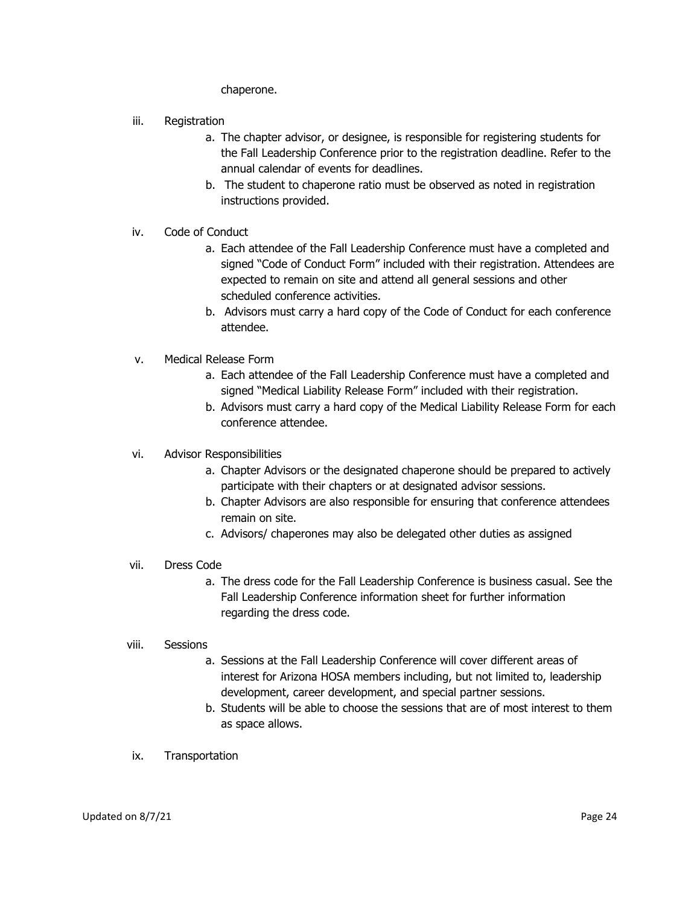chaperone.

iii. Registration

   a. The chapter advisor, or designee, is responsible for registering students for the Fall Leadership Conference prior to the registration deadline. Refer to the annual calendar of events for deadlines.
   b. The student to chaperone ratio must be observed as noted in registration instructions provided.

iv. Code of Conduct

   a. Each attendee of the Fall Leadership Conference must have a completed and signed "Code of Conduct Form" included with their registration. Attendees are expected to remain on site and attend all general sessions and other scheduled conference activities.
   b. Advisors must carry a hard copy of the Code of Conduct for each conference attendee.

v. Medical Release Form

   a. Each attendee of the Fall Leadership Conference must have a completed and signed "Medical Liability Release Form" included with their registration.
   b. Advisors must carry a hard copy of the Medical Liability Release Form for each conference attendee.

vi. Advisor Responsibilities

   a. Chapter Advisors or the designated chaperone should be prepared to actively participate with their chapters or at designated advisor sessions.
   b. Chapter Advisors are also responsible for ensuring that conference attendees remain on site.
   c. Advisors/ chaperones may also be delegated other duties as assigned

vii. Dress Code

   a. The dress code for the Fall Leadership Conference is business casual. See the Fall Leadership Conference information sheet for further information regarding the dress code.

viii. Sessions

   a. Sessions at the Fall Leadership Conference will cover different areas of interest for Arizona HOSA members including, but not limited to, leadership development, career development, and special partner sessions.
   b. Students will be able to choose the sessions that are of most interest to them as space allows.

ix. Transportation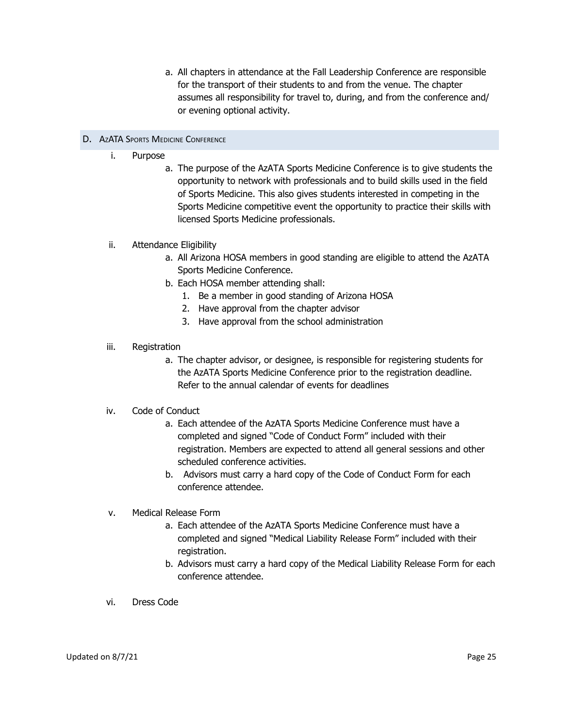a. All chapters in attendance at the Fall Leadership Conference are responsible for the transport of their students to and from the venue. The chapter assumes all responsibility for travel to, during, and from the conference and/ or evening optional activity.

## D. AzATA Sports Medicine Conference

i. Purpose

a. The purpose of the AzATA Sports Medicine Conference is to give students the opportunity to network with professionals and to build skills used in the field of Sports Medicine. This also gives students interested in competing in the Sports Medicine competitive event the opportunity to practice their skills with licensed Sports Medicine professionals.

ii. Attendance Eligibility

a. All Arizona HOSA members in good standing are eligible to attend the AzATA Sports Medicine Conference.

b. Each HOSA member attending shall:

1. Be a member in good standing of Arizona HOSA
2. Have approval from the chapter advisor
3. Have approval from the school administration

iii. Registration

a. The chapter advisor, or designee, is responsible for registering students for the AzATA Sports Medicine Conference prior to the registration deadline. Refer to the annual calendar of events for deadlines

iv. Code of Conduct

a. Each attendee of the AzATA Sports Medicine Conference must have a completed and signed "Code of Conduct Form" included with their registration. Members are expected to attend all general sessions and other scheduled conference activities.

b. Advisors must carry a hard copy of the Code of Conduct Form for each conference attendee.

v. Medical Release Form

a. Each attendee of the AzATA Sports Medicine Conference must have a completed and signed "Medical Liability Release Form" included with their registration.

b. Advisors must carry a hard copy of the Medical Liability Release Form for each conference attendee.

vi. Dress Code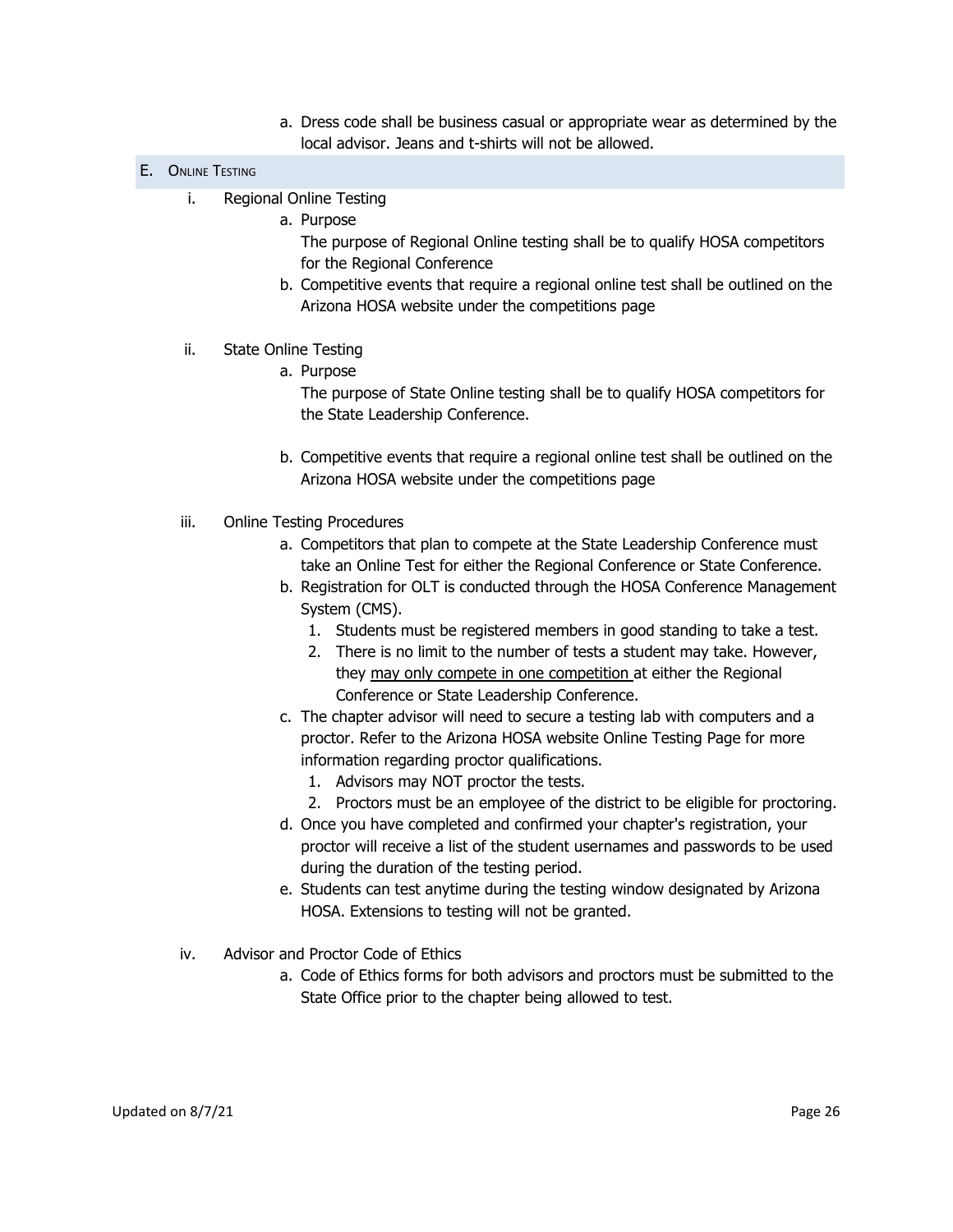a. Dress code shall be business casual or appropriate wear as determined by the local advisor. Jeans and t-shirts will not be allowed.

## E. Online Testing

i. Regional Online Testing

   a. Purpose

      The purpose of Regional Online testing shall be to qualify HOSA competitors for the Regional Conference

   b. Competitive events that require a regional online test shall be outlined on the Arizona HOSA website under the competitions page

ii. State Online Testing

   a. Purpose

      The purpose of State Online testing shall be to qualify HOSA competitors for the State Leadership Conference.

   b. Competitive events that require a regional online test shall be outlined on the Arizona HOSA website under the competitions page

iii. Online Testing Procedures

   a. Competitors that plan to compete at the State Leadership Conference must take an Online Test for either the Regional Conference or State Conference.
   b. Registration for OLT is conducted through the HOSA Conference Management System (CMS).
      1. Students must be registered members in good standing to take a test.
      2. There is no limit to the number of tests a student may take. However, they <u>may only compete in one competition</u> at either the Regional Conference or State Leadership Conference.
   c. The chapter advisor will need to secure a testing lab with computers and a proctor. Refer to the Arizona HOSA website Online Testing Page for more information regarding proctor qualifications.
      1. Advisors may NOT proctor the tests.
      2. Proctors must be an employee of the district to be eligible for proctoring.
   d. Once you have completed and confirmed your chapter's registration, your proctor will receive a list of the student usernames and passwords to be used during the duration of the testing period.
   e. Students can test anytime during the testing window designated by Arizona HOSA. Extensions to testing will not be granted.

iv. Advisor and Proctor Code of Ethics

   a. Code of Ethics forms for both advisors and proctors must be submitted to the State Office prior to the chapter being allowed to test.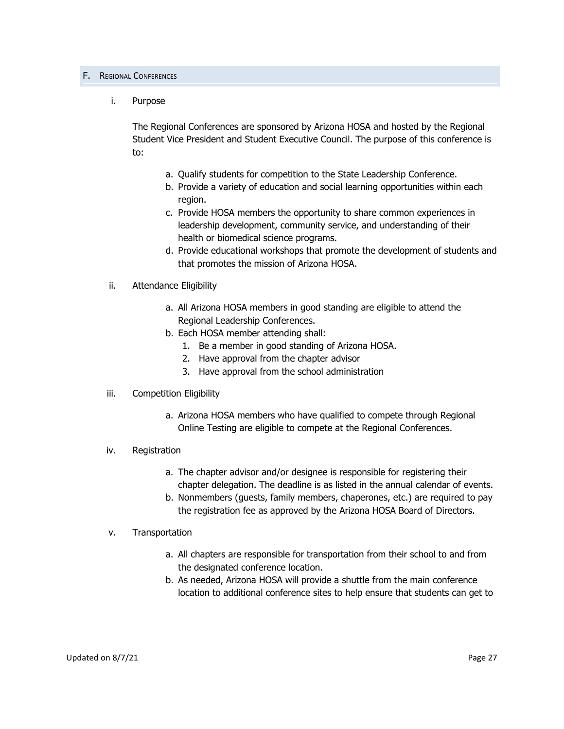## F. Regional Conferences

i. Purpose

The Regional Conferences are sponsored by Arizona HOSA and hosted by the Regional Student Vice President and Student Executive Council. The purpose of this conference is to:

a. Qualify students for competition to the State Leadership Conference.
b. Provide a variety of education and social learning opportunities within each region.
c. Provide HOSA members the opportunity to share common experiences in leadership development, community service, and understanding of their health or biomedical science programs.
d. Provide educational workshops that promote the development of students and that promotes the mission of Arizona HOSA.

ii. Attendance Eligibility

a. All Arizona HOSA members in good standing are eligible to attend the Regional Leadership Conferences.
b. Each HOSA member attending shall:
   1. Be a member in good standing of Arizona HOSA.
   2. Have approval from the chapter advisor
   3. Have approval from the school administration

iii. Competition Eligibility

a. Arizona HOSA members who have qualified to compete through Regional Online Testing are eligible to compete at the Regional Conferences.

iv. Registration

a. The chapter advisor and/or designee is responsible for registering their chapter delegation. The deadline is as listed in the annual calendar of events.
b. Nonmembers (guests, family members, chaperones, etc.) are required to pay the registration fee as approved by the Arizona HOSA Board of Directors.

v. Transportation

a. All chapters are responsible for transportation from their school to and from the designated conference location.
b. As needed, Arizona HOSA will provide a shuttle from the main conference location to additional conference sites to help ensure that students can get to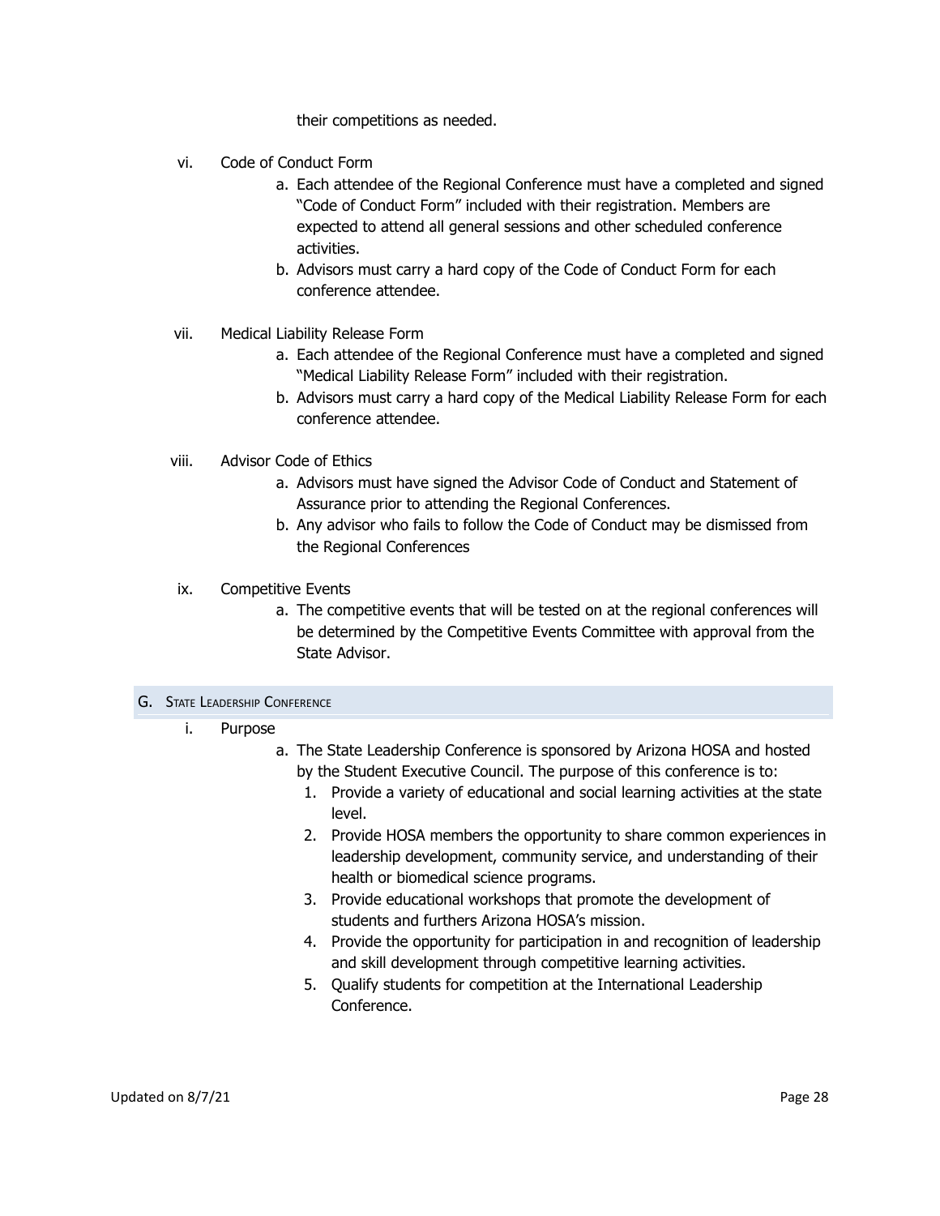their competitions as needed.

vi. Code of Conduct Form

a. Each attendee of the Regional Conference must have a completed and signed "Code of Conduct Form" included with their registration. Members are expected to attend all general sessions and other scheduled conference activities.
b. Advisors must carry a hard copy of the Code of Conduct Form for each conference attendee.

vii. Medical Liability Release Form

a. Each attendee of the Regional Conference must have a completed and signed "Medical Liability Release Form" included with their registration.
b. Advisors must carry a hard copy of the Medical Liability Release Form for each conference attendee.

viii. Advisor Code of Ethics

a. Advisors must have signed the Advisor Code of Conduct and Statement of Assurance prior to attending the Regional Conferences.
b. Any advisor who fails to follow the Code of Conduct may be dismissed from the Regional Conferences

ix. Competitive Events

a. The competitive events that will be tested on at the regional conferences will be determined by the Competitive Events Committee with approval from the State Advisor.

## G. State Leadership Conference

i. Purpose

a. The State Leadership Conference is sponsored by Arizona HOSA and hosted by the Student Executive Council. The purpose of this conference is to:
   1. Provide a variety of educational and social learning activities at the state level.
   2. Provide HOSA members the opportunity to share common experiences in leadership development, community service, and understanding of their health or biomedical science programs.
   3. Provide educational workshops that promote the development of students and furthers Arizona HOSA's mission.
   4. Provide the opportunity for participation in and recognition of leadership and skill development through competitive learning activities.
   5. Qualify students for competition at the International Leadership Conference.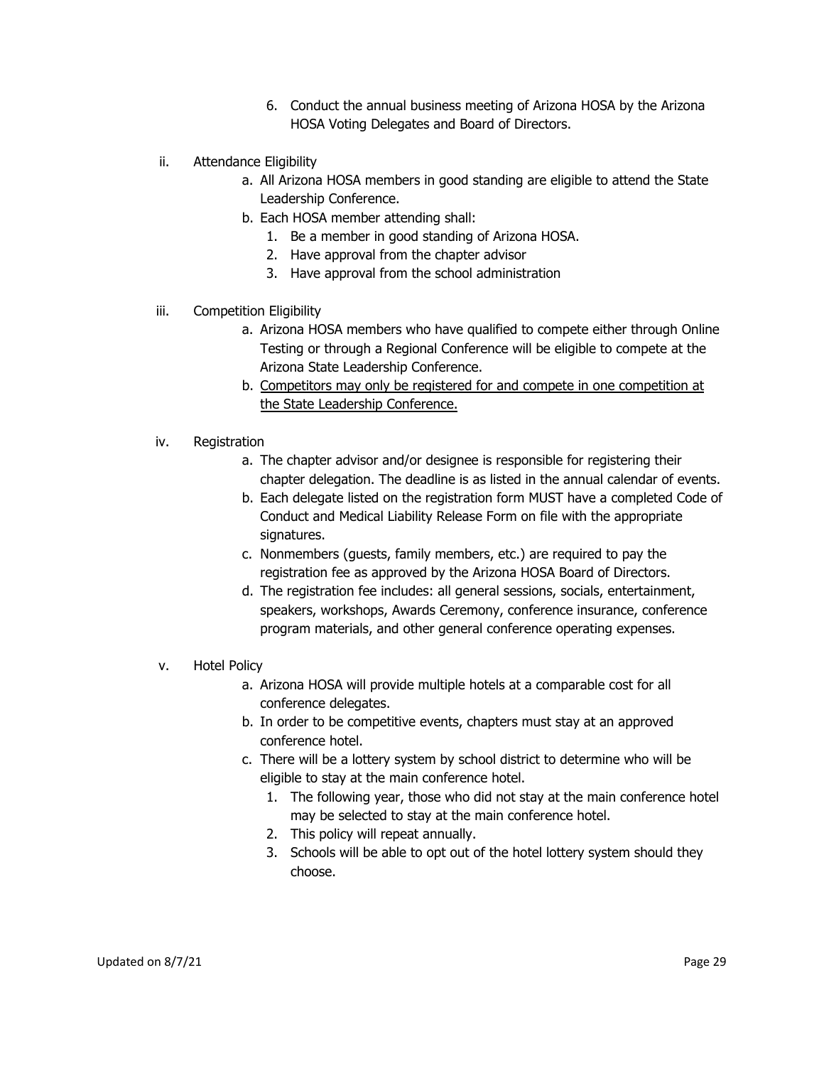6. Conduct the annual business meeting of Arizona HOSA by the Arizona HOSA Voting Delegates and Board of Directors.

ii. Attendance Eligibility

   a. All Arizona HOSA members in good standing are eligible to attend the State Leadership Conference.
   b. Each HOSA member attending shall:
      1. Be a member in good standing of Arizona HOSA.
      2. Have approval from the chapter advisor
      3. Have approval from the school administration

iii. Competition Eligibility

   a. Arizona HOSA members who have qualified to compete either through Online Testing or through a Regional Conference will be eligible to compete at the Arizona State Leadership Conference.
   b. <u>Competitors may only be registered for and compete in one competition at the State Leadership Conference.</u>

iv. Registration

   a. The chapter advisor and/or designee is responsible for registering their chapter delegation. The deadline is as listed in the annual calendar of events.
   b. Each delegate listed on the registration form MUST have a completed Code of Conduct and Medical Liability Release Form on file with the appropriate signatures.
   c. Nonmembers (guests, family members, etc.) are required to pay the registration fee as approved by the Arizona HOSA Board of Directors.
   d. The registration fee includes: all general sessions, socials, entertainment, speakers, workshops, Awards Ceremony, conference insurance, conference program materials, and other general conference operating expenses.

v. Hotel Policy

   a. Arizona HOSA will provide multiple hotels at a comparable cost for all conference delegates.
   b. In order to be competitive events, chapters must stay at an approved conference hotel.
   c. There will be a lottery system by school district to determine who will be eligible to stay at the main conference hotel.
      1. The following year, those who did not stay at the main conference hotel may be selected to stay at the main conference hotel.
      2. This policy will repeat annually.
      3. Schools will be able to opt out of the hotel lottery system should they choose.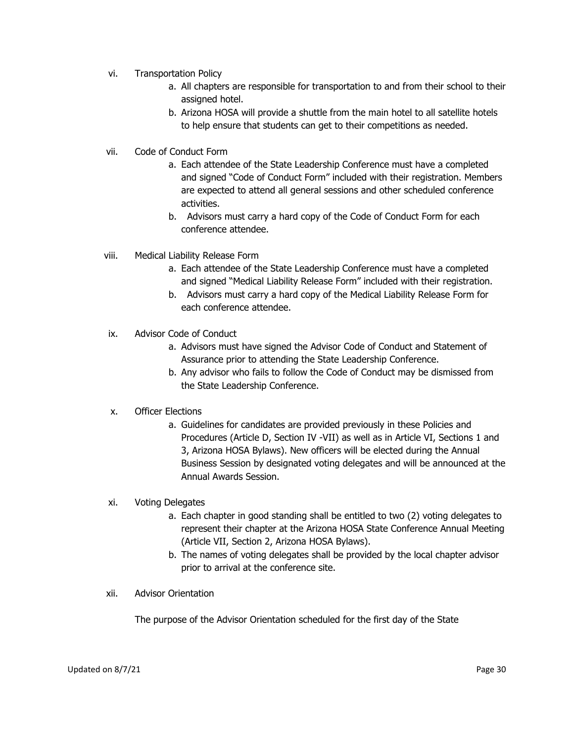vi. Transportation Policy

   a. All chapters are responsible for transportation to and from their school to their assigned hotel.
   b. Arizona HOSA will provide a shuttle from the main hotel to all satellite hotels to help ensure that students can get to their competitions as needed.

vii. Code of Conduct Form

   a. Each attendee of the State Leadership Conference must have a completed and signed "Code of Conduct Form" included with their registration. Members are expected to attend all general sessions and other scheduled conference activities.
   b. Advisors must carry a hard copy of the Code of Conduct Form for each conference attendee.

viii. Medical Liability Release Form

   a. Each attendee of the State Leadership Conference must have a completed and signed "Medical Liability Release Form" included with their registration.
   b. Advisors must carry a hard copy of the Medical Liability Release Form for each conference attendee.

ix. Advisor Code of Conduct

   a. Advisors must have signed the Advisor Code of Conduct and Statement of Assurance prior to attending the State Leadership Conference.
   b. Any advisor who fails to follow the Code of Conduct may be dismissed from the State Leadership Conference.

x. Officer Elections

   a. Guidelines for candidates are provided previously in these Policies and Procedures (Article D, Section IV -VII) as well as in Article VI, Sections 1 and 3, Arizona HOSA Bylaws). New officers will be elected during the Annual Business Session by designated voting delegates and will be announced at the Annual Awards Session.

xi. Voting Delegates

   a. Each chapter in good standing shall be entitled to two (2) voting delegates to represent their chapter at the Arizona HOSA State Conference Annual Meeting (Article VII, Section 2, Arizona HOSA Bylaws).
   b. The names of voting delegates shall be provided by the local chapter advisor prior to arrival at the conference site.

xii. Advisor Orientation

The purpose of the Advisor Orientation scheduled for the first day of the State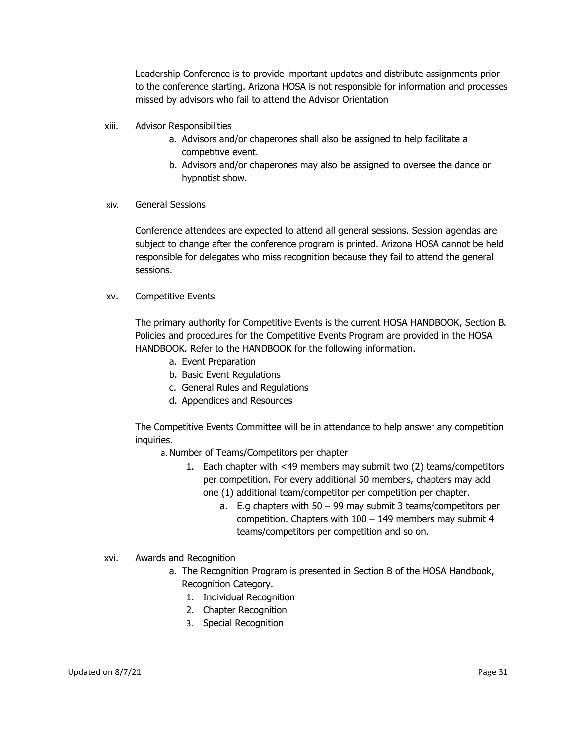Leadership Conference is to provide important updates and distribute assignments prior to the conference starting. Arizona HOSA is not responsible for information and processes missed by advisors who fail to attend the Advisor Orientation

xiii. Advisor Responsibilities

a. Advisors and/or chaperones shall also be assigned to help facilitate a competitive event.
b. Advisors and/or chaperones may also be assigned to oversee the dance or hypnotist show.

xiv. General Sessions

Conference attendees are expected to attend all general sessions. Session agendas are subject to change after the conference program is printed. Arizona HOSA cannot be held responsible for delegates who miss recognition because they fail to attend the general sessions.

xv. Competitive Events

The primary authority for Competitive Events is the current HOSA HANDBOOK, Section B. Policies and procedures for the Competitive Events Program are provided in the HOSA HANDBOOK. Refer to the HANDBOOK for the following information.

a. Event Preparation
b. Basic Event Regulations
c. General Rules and Regulations
d. Appendices and Resources

The Competitive Events Committee will be in attendance to help answer any competition inquiries.

a. Number of Teams/Competitors per chapter
   1. Each chapter with <49 members may submit two (2) teams/competitors per competition. For every additional 50 members, chapters may add one (1) additional team/competitor per competition per chapter.
      a. E.g chapters with 50 – 99 may submit 3 teams/competitors per competition. Chapters with 100 – 149 members may submit 4 teams/competitors per competition and so on.

xvi. Awards and Recognition

a. The Recognition Program is presented in Section B of the HOSA Handbook, Recognition Category.
   1. Individual Recognition
   2. Chapter Recognition
   3. Special Recognition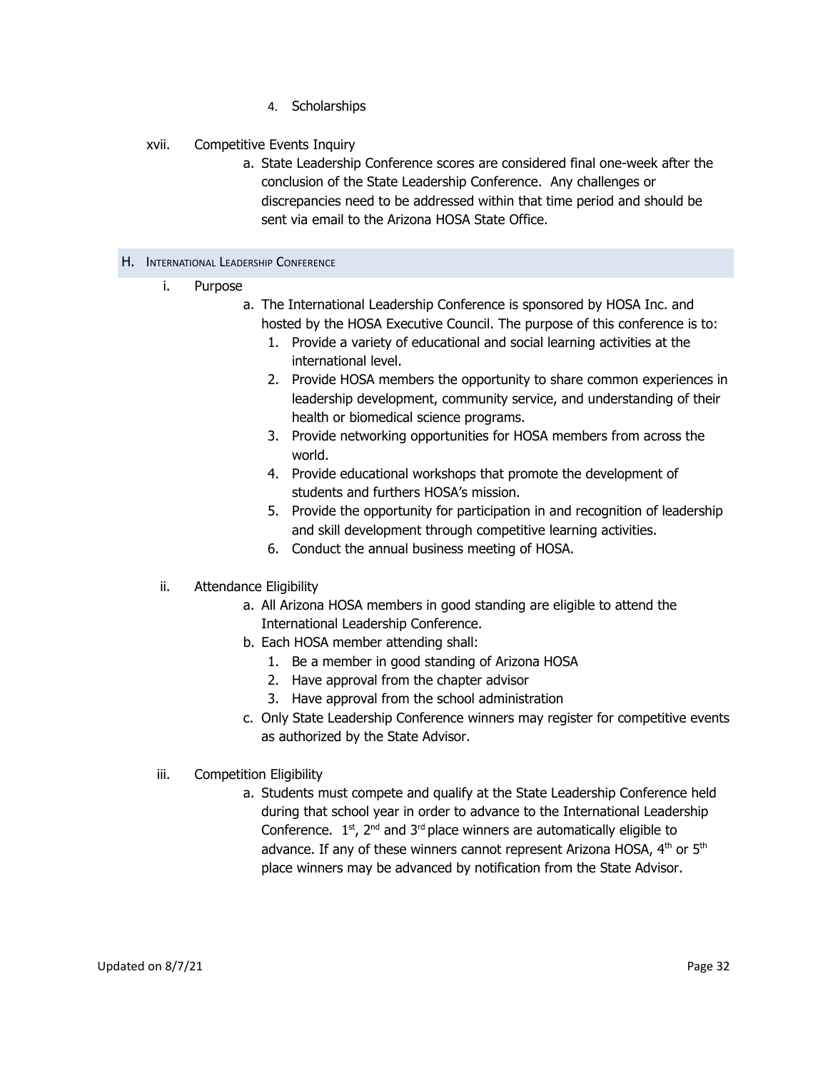4. Scholarships

xvii. Competitive Events Inquiry

a. State Leadership Conference scores are considered final one-week after the conclusion of the State Leadership Conference. Any challenges or discrepancies need to be addressed within that time period and should be sent via email to the Arizona HOSA State Office.

## H. International Leadership Conference

i. Purpose

a. The International Leadership Conference is sponsored by HOSA Inc. and hosted by the HOSA Executive Council. The purpose of this conference is to:
   1. Provide a variety of educational and social learning activities at the international level.
   2. Provide HOSA members the opportunity to share common experiences in leadership development, community service, and understanding of their health or biomedical science programs.
   3. Provide networking opportunities for HOSA members from across the world.
   4. Provide educational workshops that promote the development of students and furthers HOSA's mission.
   5. Provide the opportunity for participation in and recognition of leadership and skill development through competitive learning activities.
   6. Conduct the annual business meeting of HOSA.

ii. Attendance Eligibility

a. All Arizona HOSA members in good standing are eligible to attend the International Leadership Conference.
b. Each HOSA member attending shall:
   1. Be a member in good standing of Arizona HOSA
   2. Have approval from the chapter advisor
   3. Have approval from the school administration
c. Only State Leadership Conference winners may register for competitive events as authorized by the State Advisor.

iii. Competition Eligibility

a. Students must compete and qualify at the State Leadership Conference held during that school year in order to advance to the International Leadership Conference. 1st, 2nd and 3rd place winners are automatically eligible to advance. If any of these winners cannot represent Arizona HOSA, 4th or 5th place winners may be advanced by notification from the State Advisor.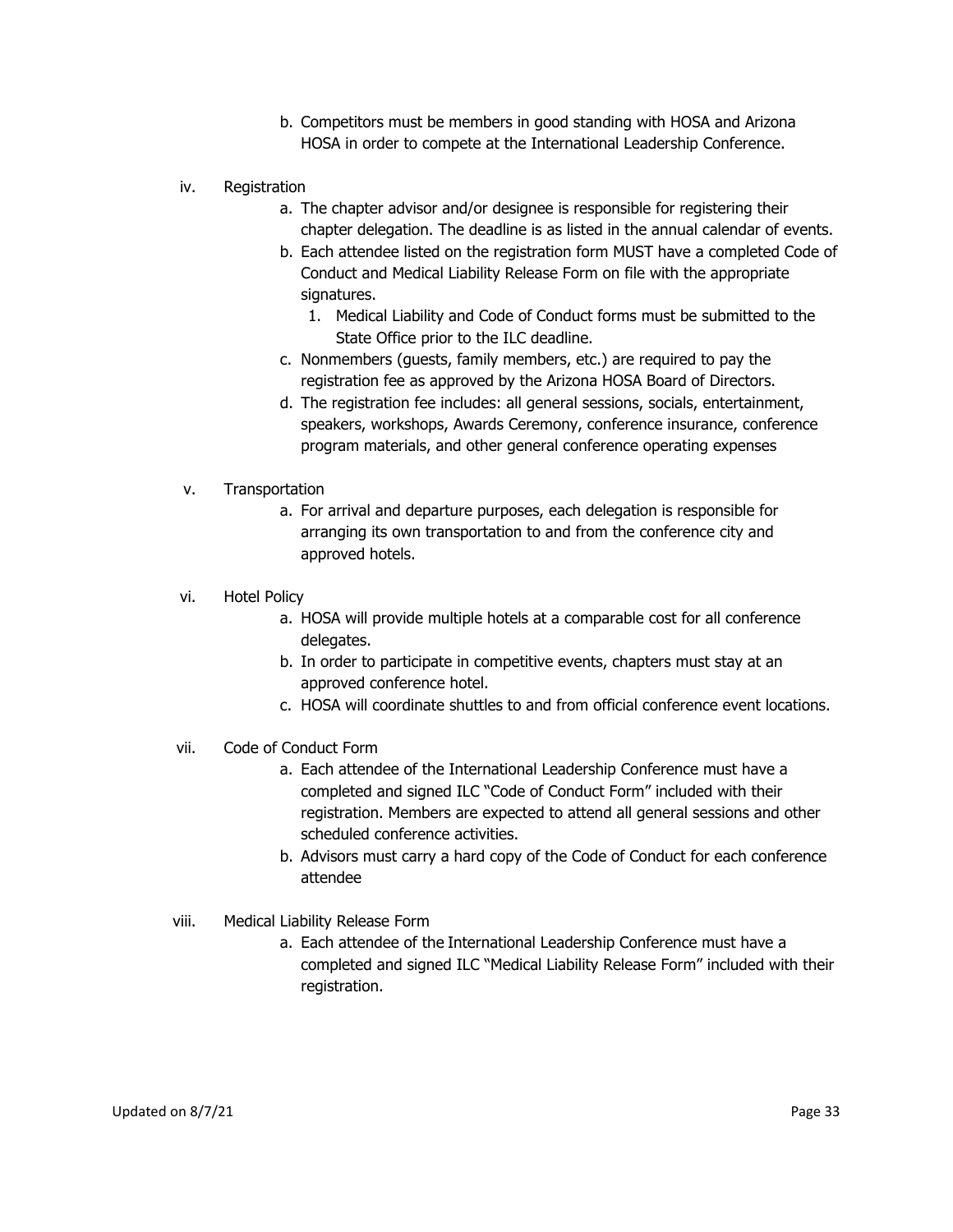b. Competitors must be members in good standing with HOSA and Arizona HOSA in order to compete at the International Leadership Conference.

iv. Registration

a. The chapter advisor and/or designee is responsible for registering their chapter delegation. The deadline is as listed in the annual calendar of events.
b. Each attendee listed on the registration form MUST have a completed Code of Conduct and Medical Liability Release Form on file with the appropriate signatures.
   1. Medical Liability and Code of Conduct forms must be submitted to the State Office prior to the ILC deadline.
c. Nonmembers (guests, family members, etc.) are required to pay the registration fee as approved by the Arizona HOSA Board of Directors.
d. The registration fee includes: all general sessions, socials, entertainment, speakers, workshops, Awards Ceremony, conference insurance, conference program materials, and other general conference operating expenses

v. Transportation

a. For arrival and departure purposes, each delegation is responsible for arranging its own transportation to and from the conference city and approved hotels.

vi. Hotel Policy

a. HOSA will provide multiple hotels at a comparable cost for all conference delegates.
b. In order to participate in competitive events, chapters must stay at an approved conference hotel.
c. HOSA will coordinate shuttles to and from official conference event locations.

vii. Code of Conduct Form

a. Each attendee of the International Leadership Conference must have a completed and signed ILC "Code of Conduct Form" included with their registration. Members are expected to attend all general sessions and other scheduled conference activities.
b. Advisors must carry a hard copy of the Code of Conduct for each conference attendee

viii. Medical Liability Release Form

a. Each attendee of the International Leadership Conference must have a completed and signed ILC "Medical Liability Release Form" included with their registration.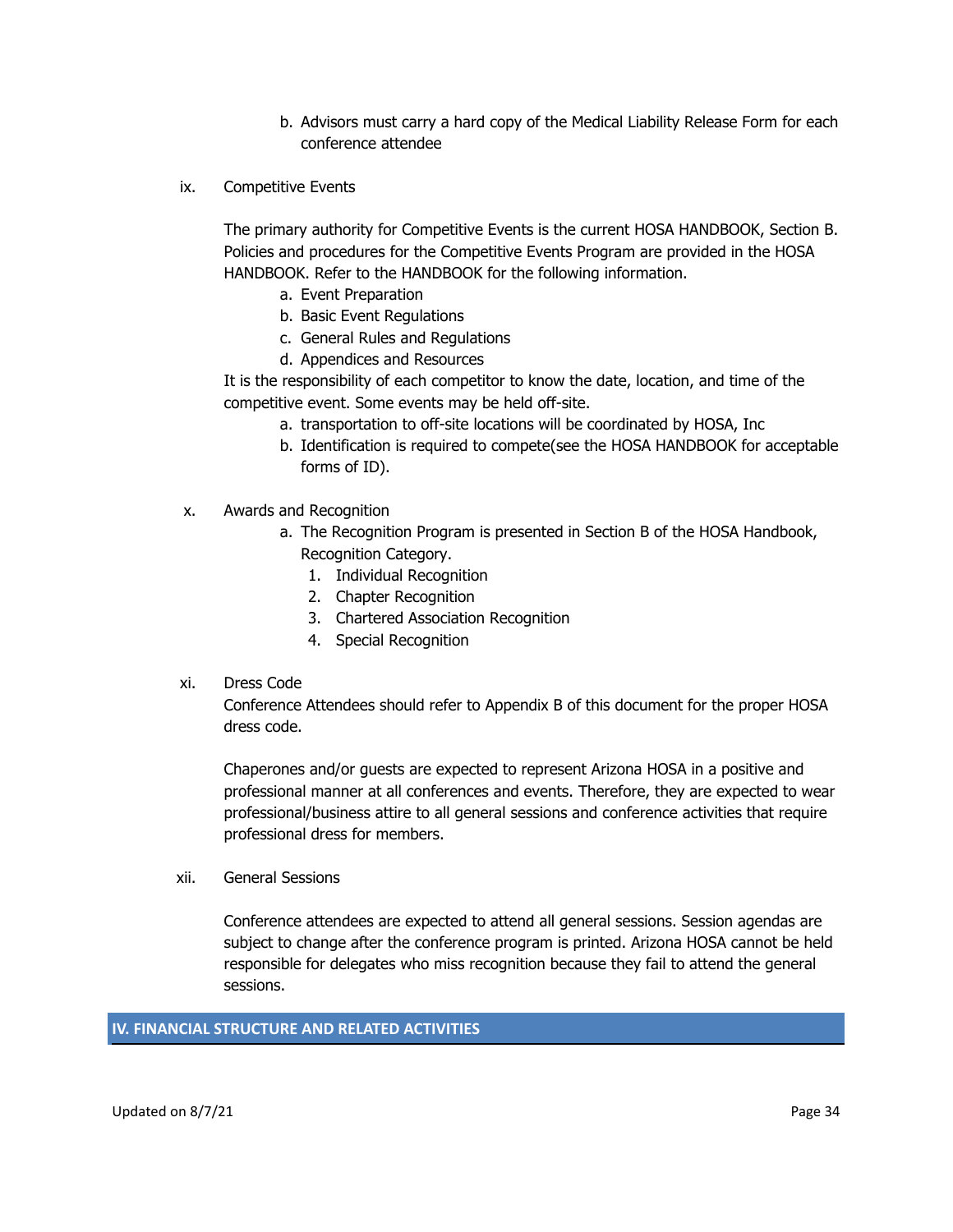b. Advisors must carry a hard copy of the Medical Liability Release Form for each conference attendee

ix. Competitive Events

The primary authority for Competitive Events is the current HOSA HANDBOOK, Section B. Policies and procedures for the Competitive Events Program are provided in the HOSA HANDBOOK. Refer to the HANDBOOK for the following information.

a. Event Preparation
b. Basic Event Regulations
c. General Rules and Regulations
d. Appendices and Resources

It is the responsibility of each competitor to know the date, location, and time of the competitive event. Some events may be held off-site.

a. transportation to off-site locations will be coordinated by HOSA, Inc
b. Identification is required to compete(see the HOSA HANDBOOK for acceptable forms of ID).

x. Awards and Recognition

a. The Recognition Program is presented in Section B of the HOSA Handbook, Recognition Category.
   1. Individual Recognition
   2. Chapter Recognition
   3. Chartered Association Recognition
   4. Special Recognition

xi. Dress Code

Conference Attendees should refer to Appendix B of this document for the proper HOSA dress code.

Chaperones and/or guests are expected to represent Arizona HOSA in a positive and professional manner at all conferences and events. Therefore, they are expected to wear professional/business attire to all general sessions and conference activities that require professional dress for members.

xii. General Sessions

Conference attendees are expected to attend all general sessions. Session agendas are subject to change after the conference program is printed. Arizona HOSA cannot be held responsible for delegates who miss recognition because they fail to attend the general sessions.

## IV. FINANCIAL STRUCTURE AND RELATED ACTIVITIES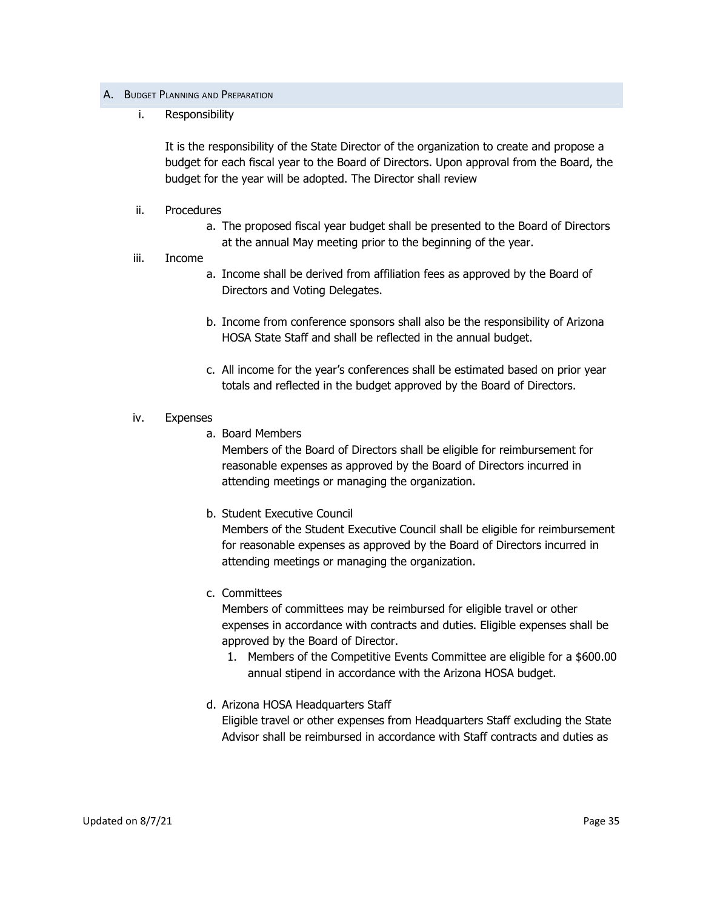## A. Budget Planning and Preparation

i. Responsibility

It is the responsibility of the State Director of the organization to create and propose a budget for each fiscal year to the Board of Directors. Upon approval from the Board, the budget for the year will be adopted. The Director shall review

ii. Procedures

a. The proposed fiscal year budget shall be presented to the Board of Directors at the annual May meeting prior to the beginning of the year.

iii. Income

a. Income shall be derived from affiliation fees as approved by the Board of Directors and Voting Delegates.

b. Income from conference sponsors shall also be the responsibility of Arizona HOSA State Staff and shall be reflected in the annual budget.

c. All income for the year's conferences shall be estimated based on prior year totals and reflected in the budget approved by the Board of Directors.

iv. Expenses

a. Board Members
Members of the Board of Directors shall be eligible for reimbursement for reasonable expenses as approved by the Board of Directors incurred in attending meetings or managing the organization.

b. Student Executive Council
Members of the Student Executive Council shall be eligible for reimbursement for reasonable expenses as approved by the Board of Directors incurred in attending meetings or managing the organization.

c. Committees
Members of committees may be reimbursed for eligible travel or other expenses in accordance with contracts and duties. Eligible expenses shall be approved by the Board of Director.

1. Members of the Competitive Events Committee are eligible for a $600.00 annual stipend in accordance with the Arizona HOSA budget.

d. Arizona HOSA Headquarters Staff
Eligible travel or other expenses from Headquarters Staff excluding the State Advisor shall be reimbursed in accordance with Staff contracts and duties as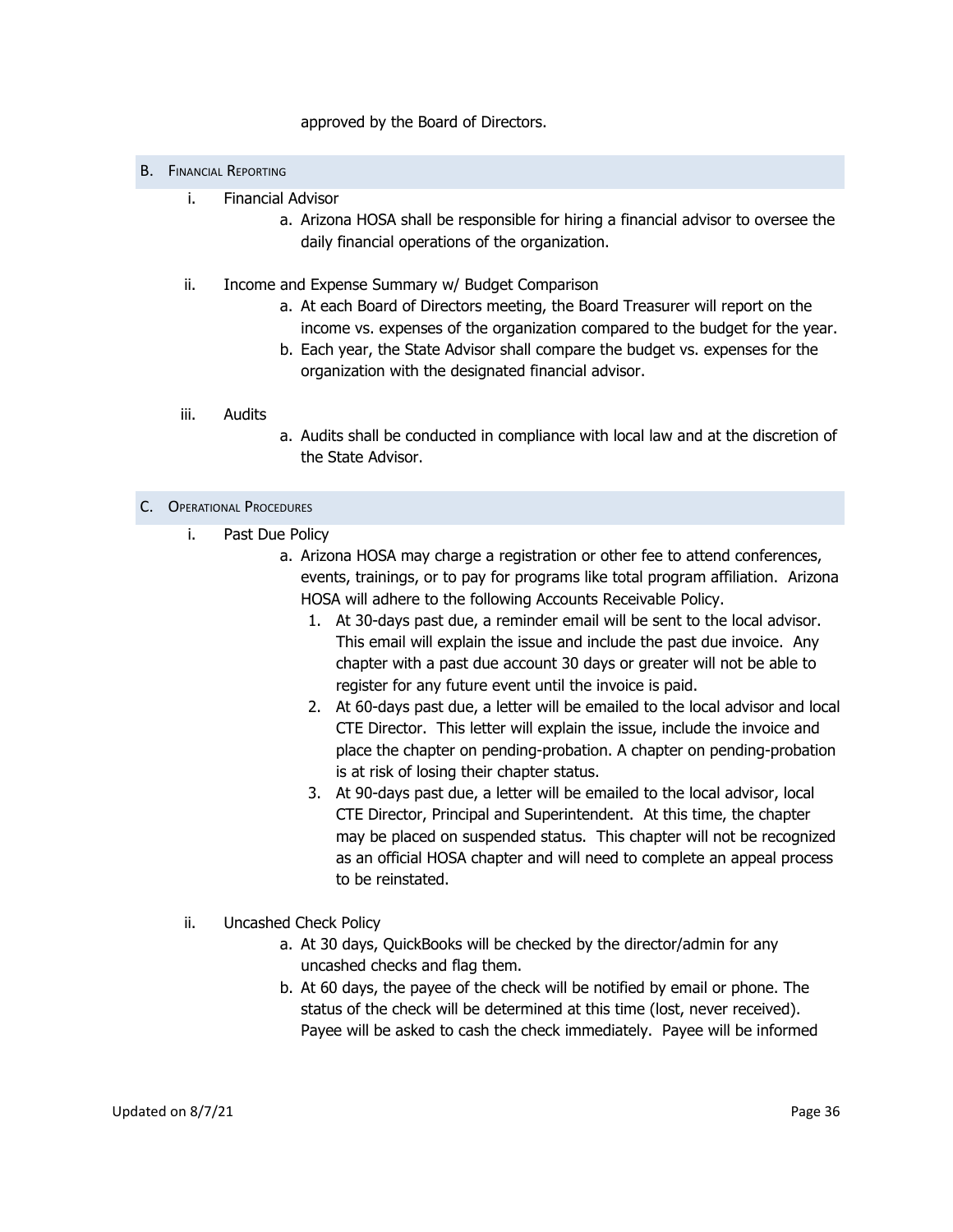approved by the Board of Directors.

## B. Financial Reporting

i. Financial Advisor

a. Arizona HOSA shall be responsible for hiring a financial advisor to oversee the daily financial operations of the organization.

ii. Income and Expense Summary w/ Budget Comparison

a. At each Board of Directors meeting, the Board Treasurer will report on the income vs. expenses of the organization compared to the budget for the year.

b. Each year, the State Advisor shall compare the budget vs. expenses for the organization with the designated financial advisor.

iii. Audits

a. Audits shall be conducted in compliance with local law and at the discretion of the State Advisor.

## C. Operational Procedures

i. Past Due Policy

a. Arizona HOSA may charge a registration or other fee to attend conferences, events, trainings, or to pay for programs like total program affiliation. Arizona HOSA will adhere to the following Accounts Receivable Policy.

1. At 30-days past due, a reminder email will be sent to the local advisor. This email will explain the issue and include the past due invoice. Any chapter with a past due account 30 days or greater will not be able to register for any future event until the invoice is paid.
2. At 60-days past due, a letter will be emailed to the local advisor and local CTE Director. This letter will explain the issue, include the invoice and place the chapter on pending-probation. A chapter on pending-probation is at risk of losing their chapter status.
3. At 90-days past due, a letter will be emailed to the local advisor, local CTE Director, Principal and Superintendent. At this time, the chapter may be placed on suspended status. This chapter will not be recognized as an official HOSA chapter and will need to complete an appeal process to be reinstated.

ii. Uncashed Check Policy

a. At 30 days, QuickBooks will be checked by the director/admin for any uncashed checks and flag them.

b. At 60 days, the payee of the check will be notified by email or phone. The status of the check will be determined at this time (lost, never received). Payee will be asked to cash the check immediately. Payee will be informed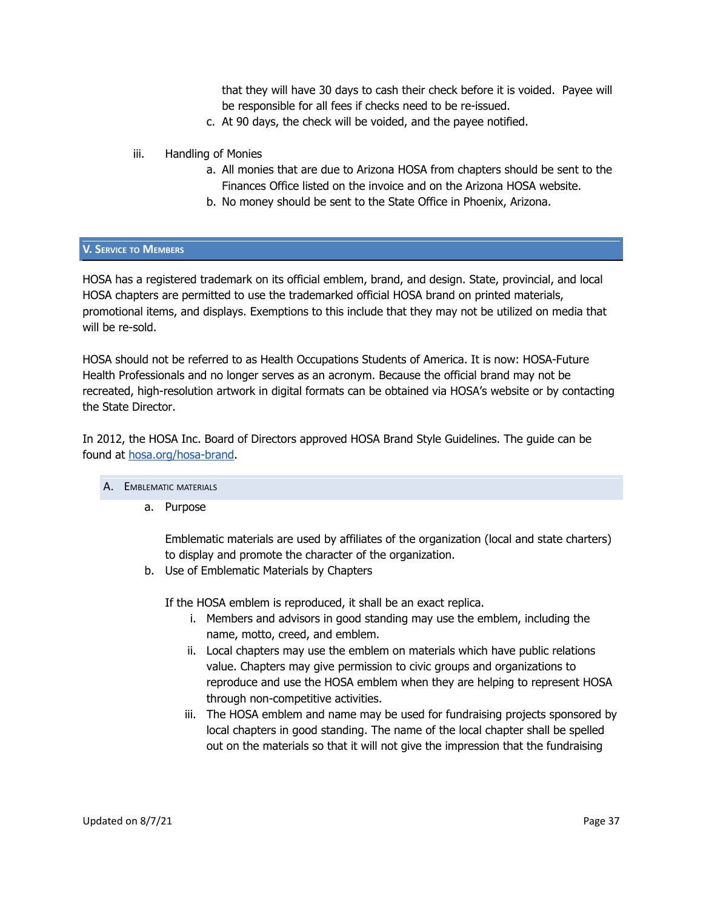that they will have 30 days to cash their check before it is voided. Payee will be responsible for all fees if checks need to be re-issued.

c. At 90 days, the check will be voided, and the payee notified.

iii. Handling of Monies

a. All monies that are due to Arizona HOSA from chapters should be sent to the Finances Office listed on the invoice and on the Arizona HOSA website.

b. No money should be sent to the State Office in Phoenix, Arizona.

## V. Service to Members

HOSA has a registered trademark on its official emblem, brand, and design. State, provincial, and local HOSA chapters are permitted to use the trademarked official HOSA brand on printed materials, promotional items, and displays. Exemptions to this include that they may not be utilized on media that will be re-sold.

HOSA should not be referred to as Health Occupations Students of America. It is now: HOSA-Future Health Professionals and no longer serves as an acronym. Because the official brand may not be recreated, high-resolution artwork in digital formats can be obtained via HOSA's website or by contacting the State Director.

In 2012, the HOSA Inc. Board of Directors approved HOSA Brand Style Guidelines. The guide can be found at [hosa.org/hosa-brand](hosa.org/hosa-brand).

### A. Emblematic Materials

a. Purpose

Emblematic materials are used by affiliates of the organization (local and state charters) to display and promote the character of the organization.

b. Use of Emblematic Materials by Chapters

If the HOSA emblem is reproduced, it shall be an exact replica.

i. Members and advisors in good standing may use the emblem, including the name, motto, creed, and emblem.

ii. Local chapters may use the emblem on materials which have public relations value. Chapters may give permission to civic groups and organizations to reproduce and use the HOSA emblem when they are helping to represent HOSA through non-competitive activities.

iii. The HOSA emblem and name may be used for fundraising projects sponsored by local chapters in good standing. The name of the local chapter shall be spelled out on the materials so that it will not give the impression that the fundraising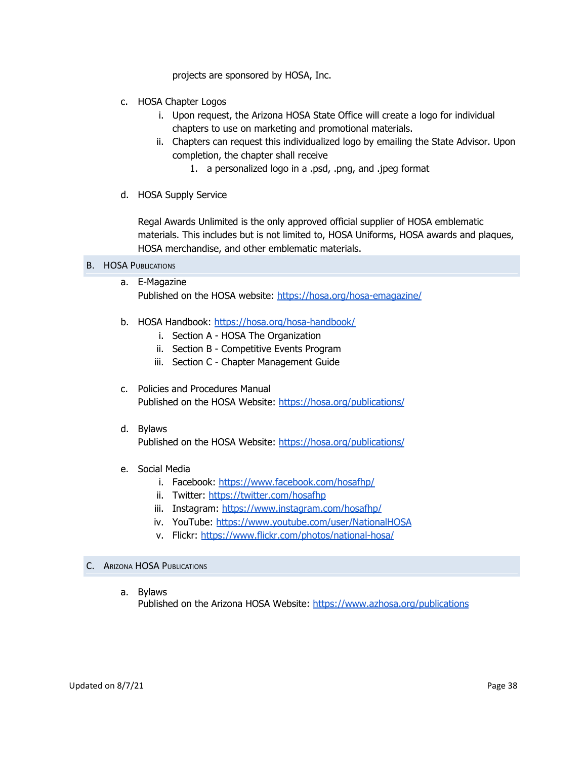projects are sponsored by HOSA, Inc.

c. HOSA Chapter Logos
   i. Upon request, the Arizona HOSA State Office will create a logo for individual chapters to use on marketing and promotional materials.
   ii. Chapters can request this individualized logo by emailing the State Advisor. Upon completion, the chapter shall receive
      1. a personalized logo in a .psd, .png, and .jpeg format

d. HOSA Supply Service

   Regal Awards Unlimited is the only approved official supplier of HOSA emblematic materials. This includes but is not limited to, HOSA Uniforms, HOSA awards and plaques, HOSA merchandise, and other emblematic materials.

## B. HOSA Publications

a. E-Magazine
   Published on the HOSA website: https://hosa.org/hosa-emagazine/

b. HOSA Handbook: https://hosa.org/hosa-handbook/
   i. Section A - HOSA The Organization
   ii. Section B - Competitive Events Program
   iii. Section C - Chapter Management Guide

c. Policies and Procedures Manual
   Published on the HOSA Website: https://hosa.org/publications/

d. Bylaws
   Published on the HOSA Website: https://hosa.org/publications/

e. Social Media
   i. Facebook: https://www.facebook.com/hosafhp/
   ii. Twitter: https://twitter.com/hosafhp
   iii. Instagram: https://www.instagram.com/hosafhp/
   iv. YouTube: https://www.youtube.com/user/NationalHOSA
   v. Flickr: https://www.flickr.com/photos/national-hosa/

## C. Arizona HOSA Publications

a. Bylaws
   Published on the Arizona HOSA Website: https://www.azhosa.org/publications

Updated on 8/7/21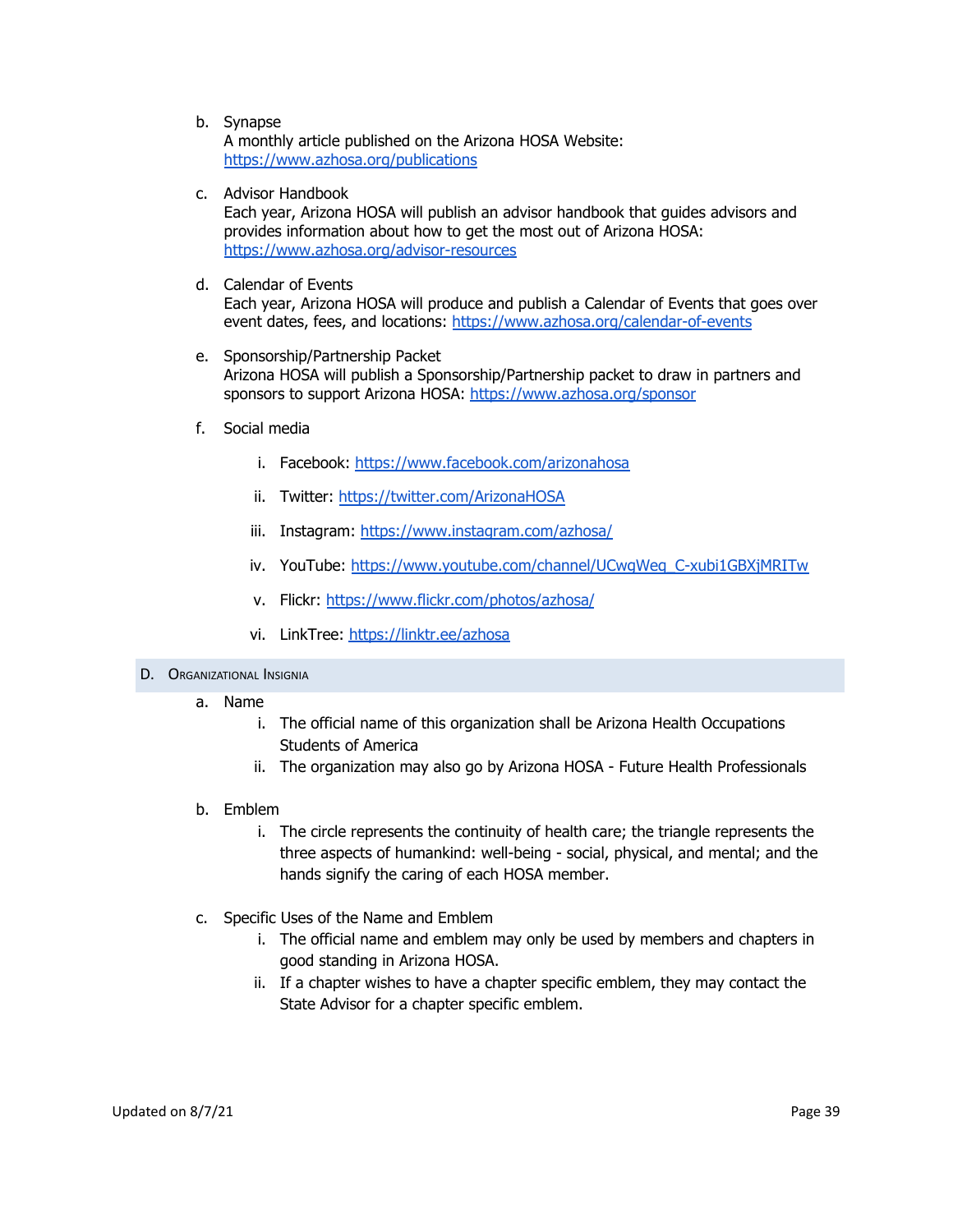b. Synapse
   A monthly article published on the Arizona HOSA Website: https://www.azhosa.org/publications

c. Advisor Handbook
   Each year, Arizona HOSA will publish an advisor handbook that guides advisors and provides information about how to get the most out of Arizona HOSA: https://www.azhosa.org/advisor-resources

d. Calendar of Events
   Each year, Arizona HOSA will produce and publish a Calendar of Events that goes over event dates, fees, and locations: https://www.azhosa.org/calendar-of-events

e. Sponsorship/Partnership Packet
   Arizona HOSA will publish a Sponsorship/Partnership packet to draw in partners and sponsors to support Arizona HOSA: https://www.azhosa.org/sponsor

f. Social media

   i. Facebook: https://www.facebook.com/arizonahosa

   ii. Twitter: https://twitter.com/ArizonaHOSA

   iii. Instagram: https://www.instagram.com/azhosa/

   iv. YouTube: https://www.youtube.com/channel/UCwqWeq_C-xubi1GBXjMRITw

   v. Flickr: https://www.flickr.com/photos/azhosa/

   vi. LinkTree: https://linktr.ee/azhosa

## D. Organizational Insignia

a. Name
   i. The official name of this organization shall be Arizona Health Occupations Students of America
   ii. The organization may also go by Arizona HOSA - Future Health Professionals

b. Emblem
   i. The circle represents the continuity of health care; the triangle represents the three aspects of humankind: well-being - social, physical, and mental; and the hands signify the caring of each HOSA member.

c. Specific Uses of the Name and Emblem
   i. The official name and emblem may only be used by members and chapters in good standing in Arizona HOSA.
   ii. If a chapter wishes to have a chapter specific emblem, they may contact the State Advisor for a chapter specific emblem.

Updated on 8/7/21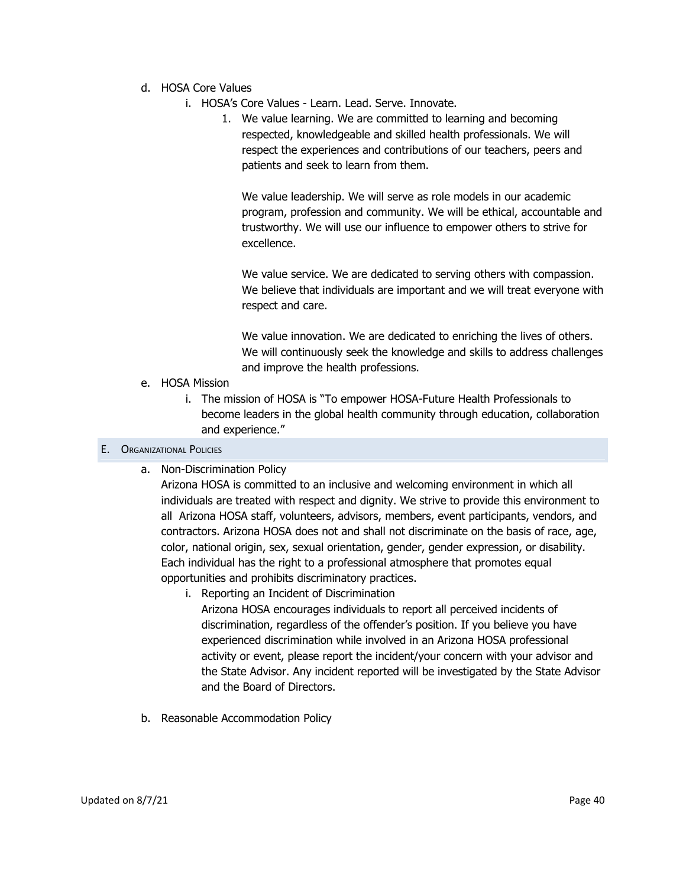d. HOSA Core Values

   i. HOSA's Core Values - Learn. Lead. Serve. Innovate.

      1. We value learning. We are committed to learning and becoming respected, knowledgeable and skilled health professionals. We will respect the experiences and contributions of our teachers, peers and patients and seek to learn from them.

         We value leadership. We will serve as role models in our academic program, profession and community. We will be ethical, accountable and trustworthy. We will use our influence to empower others to strive for excellence.

         We value service. We are dedicated to serving others with compassion. We believe that individuals are important and we will treat everyone with respect and care.

         We value innovation. We are dedicated to enriching the lives of others. We will continuously seek the knowledge and skills to address challenges and improve the health professions.

e. HOSA Mission

   i. The mission of HOSA is "To empower HOSA-Future Health Professionals to become leaders in the global health community through education, collaboration and experience."

## E. Organizational Policies

a. Non-Discrimination Policy

   Arizona HOSA is committed to an inclusive and welcoming environment in which all individuals are treated with respect and dignity. We strive to provide this environment to all Arizona HOSA staff, volunteers, advisors, members, event participants, vendors, and contractors. Arizona HOSA does not and shall not discriminate on the basis of race, age, color, national origin, sex, sexual orientation, gender, gender expression, or disability. Each individual has the right to a professional atmosphere that promotes equal opportunities and prohibits discriminatory practices.

   i. Reporting an Incident of Discrimination

      Arizona HOSA encourages individuals to report all perceived incidents of discrimination, regardless of the offender's position. If you believe you have experienced discrimination while involved in an Arizona HOSA professional activity or event, please report the incident/your concern with your advisor and the State Advisor. Any incident reported will be investigated by the State Advisor and the Board of Directors.

b. Reasonable Accommodation Policy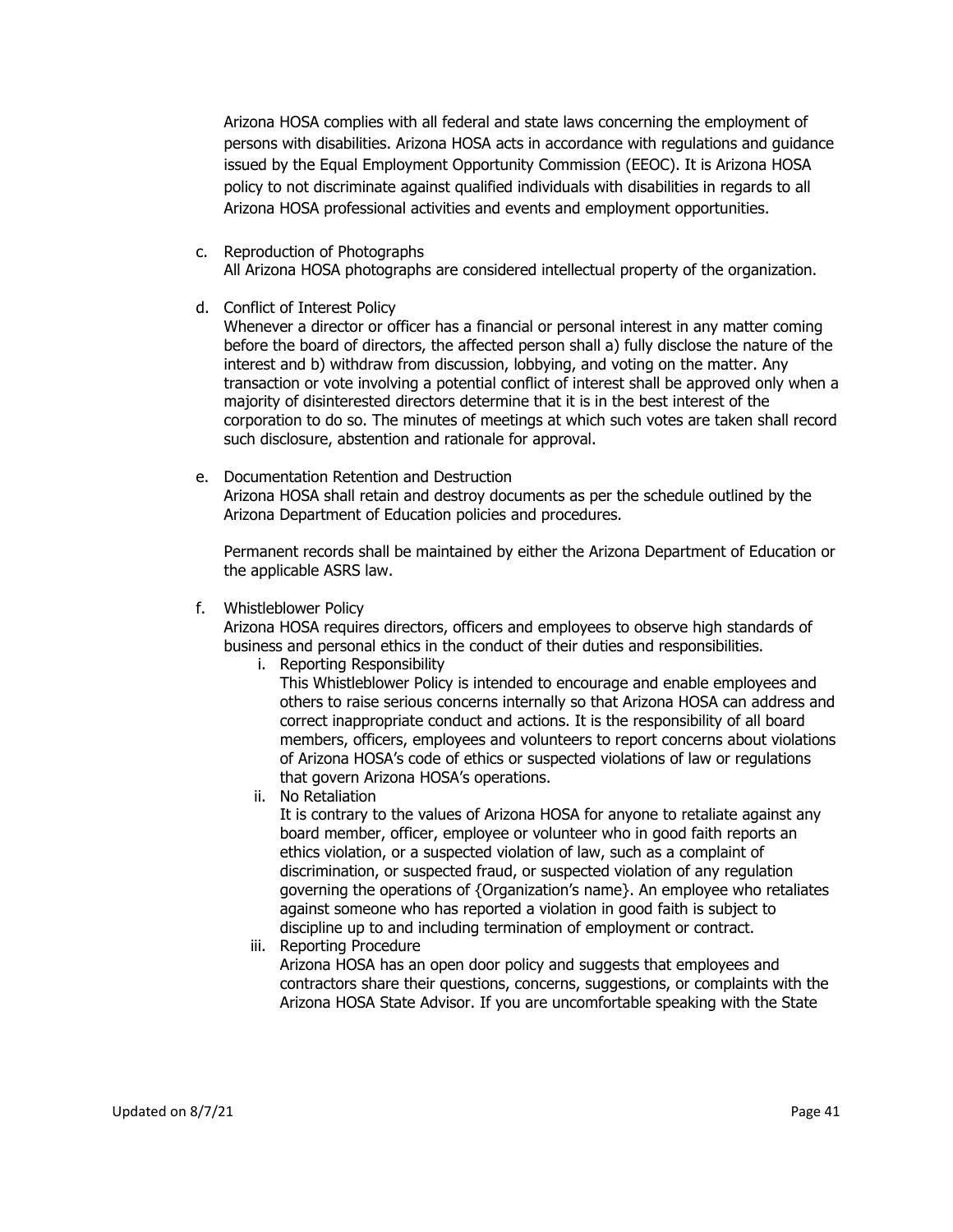Arizona HOSA complies with all federal and state laws concerning the employment of persons with disabilities. Arizona HOSA acts in accordance with regulations and guidance issued by the Equal Employment Opportunity Commission (EEOC). It is Arizona HOSA policy to not discriminate against qualified individuals with disabilities in regards to all Arizona HOSA professional activities and events and employment opportunities.

c. Reproduction of Photographs
   All Arizona HOSA photographs are considered intellectual property of the organization.

d. Conflict of Interest Policy
   Whenever a director or officer has a financial or personal interest in any matter coming before the board of directors, the affected person shall a) fully disclose the nature of the interest and b) withdraw from discussion, lobbying, and voting on the matter. Any transaction or vote involving a potential conflict of interest shall be approved only when a majority of disinterested directors determine that it is in the best interest of the corporation to do so. The minutes of meetings at which such votes are taken shall record such disclosure, abstention and rationale for approval.

e. Documentation Retention and Destruction
   Arizona HOSA shall retain and destroy documents as per the schedule outlined by the Arizona Department of Education policies and procedures.

   Permanent records shall be maintained by either the Arizona Department of Education or the applicable ASRS law.

f. Whistleblower Policy
   Arizona HOSA requires directors, officers and employees to observe high standards of business and personal ethics in the conduct of their duties and responsibilities.
   i. Reporting Responsibility
      This Whistleblower Policy is intended to encourage and enable employees and others to raise serious concerns internally so that Arizona HOSA can address and correct inappropriate conduct and actions. It is the responsibility of all board members, officers, employees and volunteers to report concerns about violations of Arizona HOSA's code of ethics or suspected violations of law or regulations that govern Arizona HOSA's operations.
   ii. No Retaliation
      It is contrary to the values of Arizona HOSA for anyone to retaliate against any board member, officer, employee or volunteer who in good faith reports an ethics violation, or a suspected violation of law, such as a complaint of discrimination, or suspected fraud, or suspected violation of any regulation governing the operations of {Organization's name}. An employee who retaliates against someone who has reported a violation in good faith is subject to discipline up to and including termination of employment or contract.
   iii. Reporting Procedure
      Arizona HOSA has an open door policy and suggests that employees and contractors share their questions, concerns, suggestions, or complaints with the Arizona HOSA State Advisor. If you are uncomfortable speaking with the State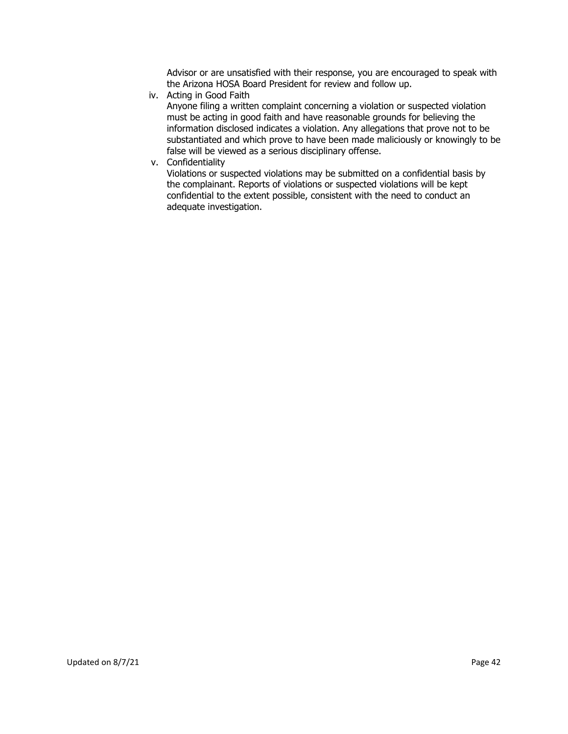Advisor or are unsatisfied with their response, you are encouraged to speak with the Arizona HOSA Board President for review and follow up.

iv. Acting in Good Faith

    Anyone filing a written complaint concerning a violation or suspected violation must be acting in good faith and have reasonable grounds for believing the information disclosed indicates a violation. Any allegations that prove not to be substantiated and which prove to have been made maliciously or knowingly to be false will be viewed as a serious disciplinary offense.

v. Confidentiality

    Violations or suspected violations may be submitted on a confidential basis by the complainant. Reports of violations or suspected violations will be kept confidential to the extent possible, consistent with the need to conduct an adequate investigation.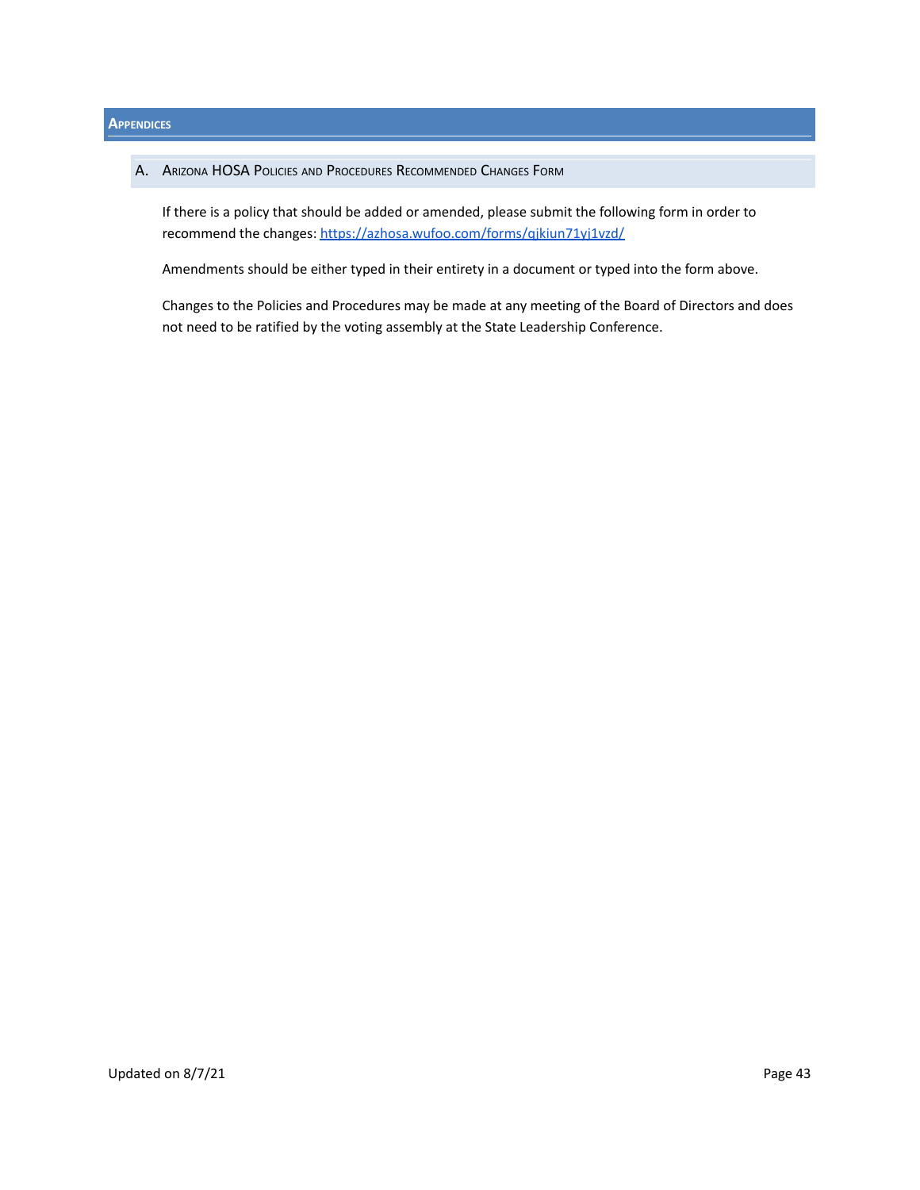# Appendices

## A. Arizona HOSA Policies and Procedures Recommended Changes Form

If there is a policy that should be added or amended, please submit the following form in order to recommend the changes: [https://azhosa.wufoo.com/forms/qjkiun71yj1vzd/](https://azhosa.wufoo.com/forms/qjkiun71yj1vzd/)

Amendments should be either typed in their entirety in a document or typed into the form above.

Changes to the Policies and Procedures may be made at any meeting of the Board of Directors and does not need to be ratified by the voting assembly at the State Leadership Conference.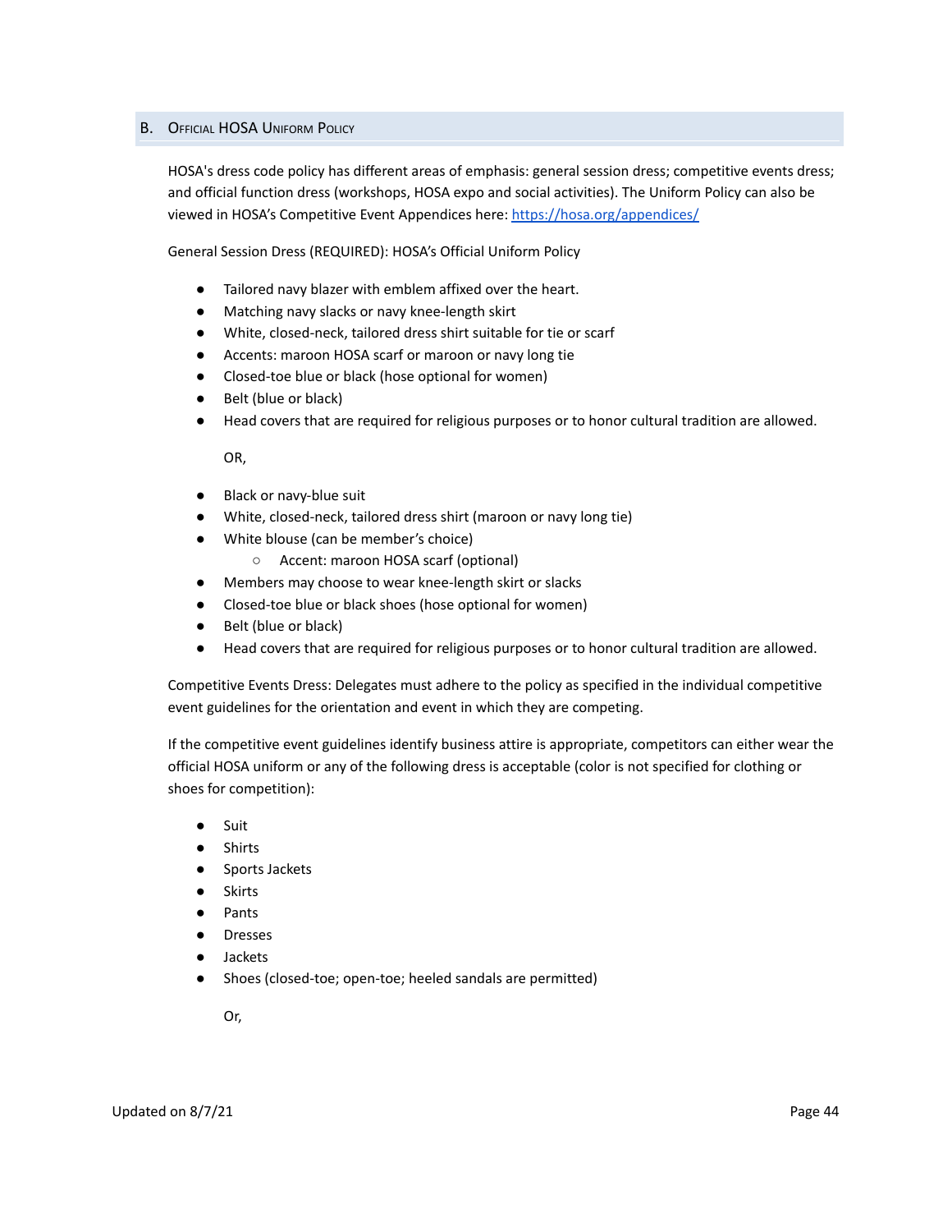## B. Official HOSA Uniform Policy

HOSA's dress code policy has different areas of emphasis: general session dress; competitive events dress; and official function dress (workshops, HOSA expo and social activities). The Uniform Policy can also be viewed in HOSA's Competitive Event Appendices here: [https://hosa.org/appendices/](https://hosa.org/appendices/)

General Session Dress (REQUIRED): HOSA's Official Uniform Policy

- Tailored navy blazer with emblem affixed over the heart.
- Matching navy slacks or navy knee-length skirt
- White, closed-neck, tailored dress shirt suitable for tie or scarf
- Accents: maroon HOSA scarf or maroon or navy long tie
- Closed-toe blue or black (hose optional for women)
- Belt (blue or black)
- Head covers that are required for religious purposes or to honor cultural tradition are allowed.

  OR,

- Black or navy-blue suit
- White, closed-neck, tailored dress shirt (maroon or navy long tie)
- White blouse (can be member's choice)
  - Accent: maroon HOSA scarf (optional)
- Members may choose to wear knee-length skirt or slacks
- Closed-toe blue or black shoes (hose optional for women)
- Belt (blue or black)
- Head covers that are required for religious purposes or to honor cultural tradition are allowed.

Competitive Events Dress: Delegates must adhere to the policy as specified in the individual competitive event guidelines for the orientation and event in which they are competing.

If the competitive event guidelines identify business attire is appropriate, competitors can either wear the official HOSA uniform or any of the following dress is acceptable (color is not specified for clothing or shoes for competition):

- Suit
- Shirts
- Sports Jackets
- Skirts
- Pants
- Dresses
- Jackets
- Shoes (closed-toe; open-toe; heeled sandals are permitted)

  Or,

Updated on 8/7/21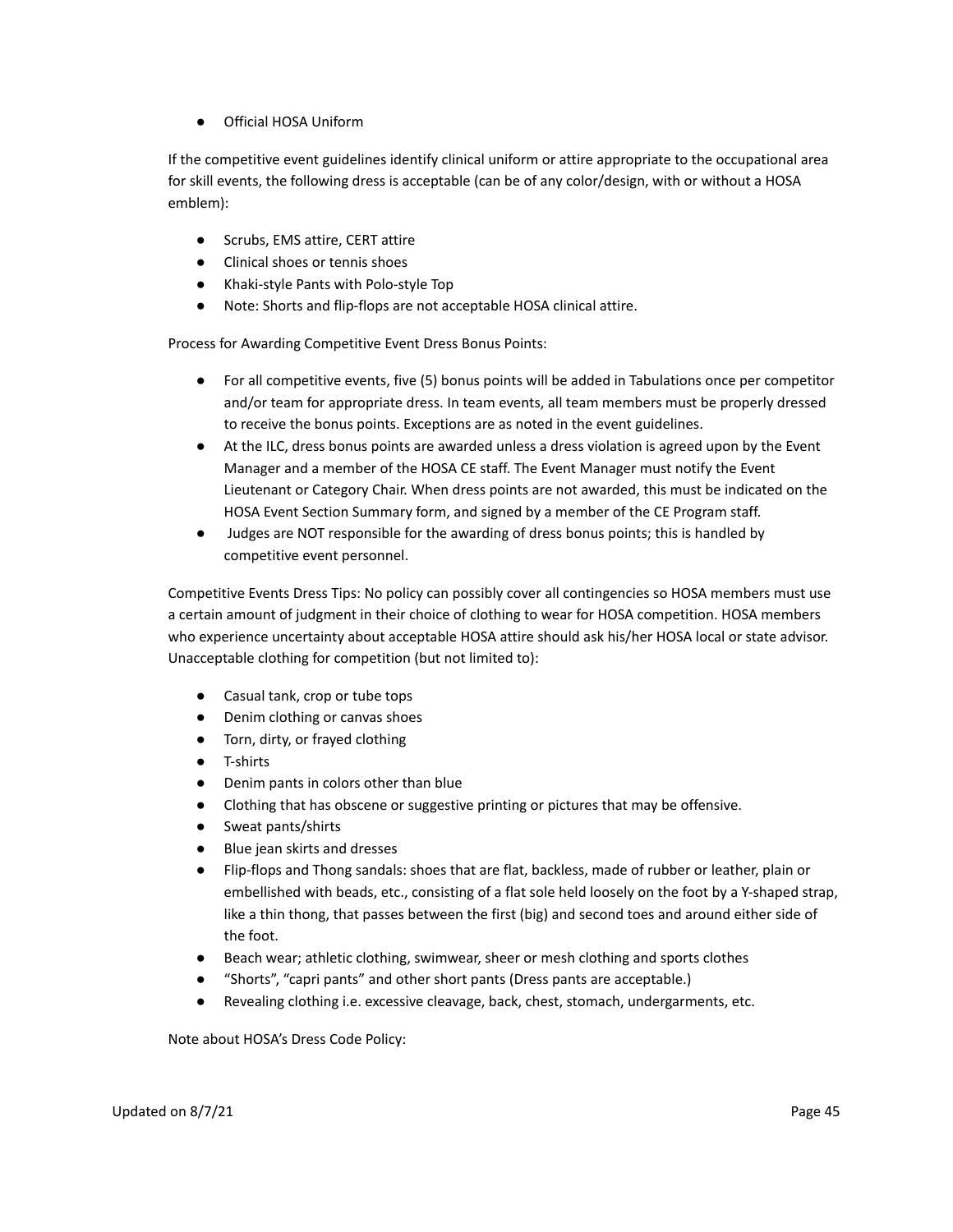- Official HOSA Uniform

If the competitive event guidelines identify clinical uniform or attire appropriate to the occupational area for skill events, the following dress is acceptable (can be of any color/design, with or without a HOSA emblem):

- Scrubs, EMS attire, CERT attire
- Clinical shoes or tennis shoes
- Khaki-style Pants with Polo-style Top
- Note: Shorts and flip-flops are not acceptable HOSA clinical attire.

Process for Awarding Competitive Event Dress Bonus Points:

- For all competitive events, five (5) bonus points will be added in Tabulations once per competitor and/or team for appropriate dress. In team events, all team members must be properly dressed to receive the bonus points. Exceptions are as noted in the event guidelines.
- At the ILC, dress bonus points are awarded unless a dress violation is agreed upon by the Event Manager and a member of the HOSA CE staff. The Event Manager must notify the Event Lieutenant or Category Chair. When dress points are not awarded, this must be indicated on the HOSA Event Section Summary form, and signed by a member of the CE Program staff.
- Judges are NOT responsible for the awarding of dress bonus points; this is handled by competitive event personnel.

Competitive Events Dress Tips: No policy can possibly cover all contingencies so HOSA members must use a certain amount of judgment in their choice of clothing to wear for HOSA competition. HOSA members who experience uncertainty about acceptable HOSA attire should ask his/her HOSA local or state advisor. Unacceptable clothing for competition (but not limited to):

- Casual tank, crop or tube tops
- Denim clothing or canvas shoes
- Torn, dirty, or frayed clothing
- T-shirts
- Denim pants in colors other than blue
- Clothing that has obscene or suggestive printing or pictures that may be offensive.
- Sweat pants/shirts
- Blue jean skirts and dresses
- Flip-flops and Thong sandals: shoes that are flat, backless, made of rubber or leather, plain or embellished with beads, etc., consisting of a flat sole held loosely on the foot by a Y-shaped strap, like a thin thong, that passes between the first (big) and second toes and around either side of the foot.
- Beach wear; athletic clothing, swimwear, sheer or mesh clothing and sports clothes
- "Shorts", "capri pants" and other short pants (Dress pants are acceptable.)
- Revealing clothing i.e. excessive cleavage, back, chest, stomach, undergarments, etc.

Note about HOSA's Dress Code Policy: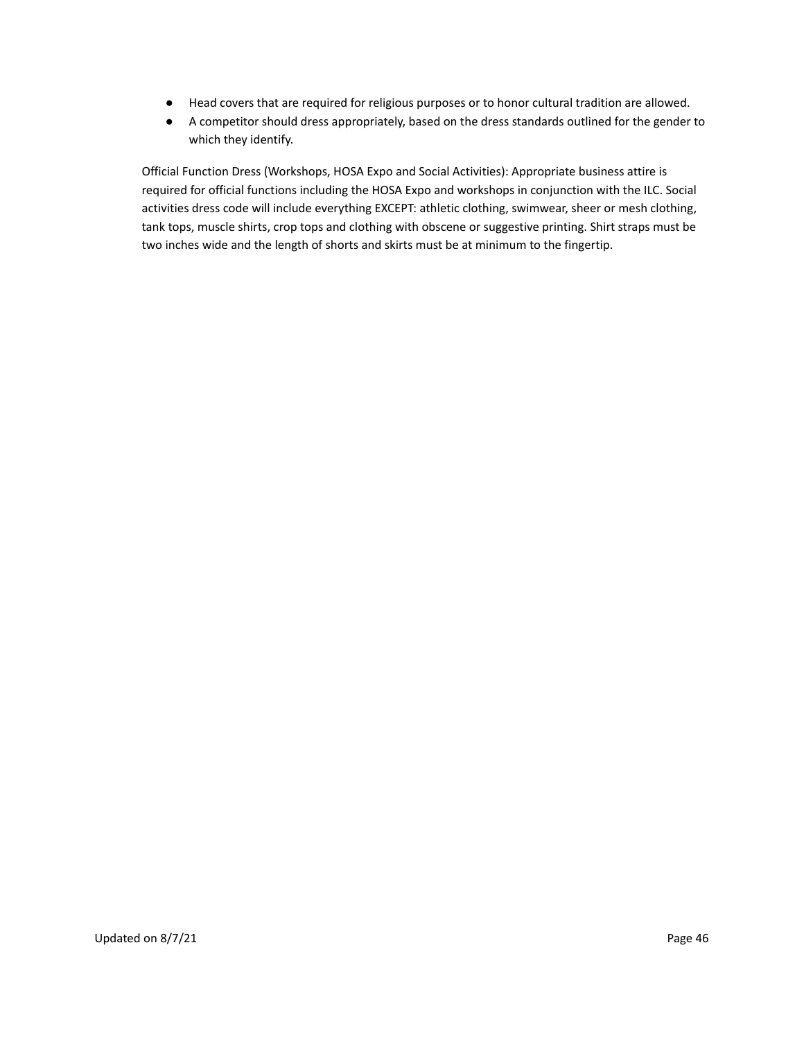- Head covers that are required for religious purposes or to honor cultural tradition are allowed.
- A competitor should dress appropriately, based on the dress standards outlined for the gender to which they identify.

Official Function Dress (Workshops, HOSA Expo and Social Activities): Appropriate business attire is required for official functions including the HOSA Expo and workshops in conjunction with the ILC. Social activities dress code will include everything EXCEPT: athletic clothing, swimwear, sheer or mesh clothing, tank tops, muscle shirts, crop tops and clothing with obscene or suggestive printing. Shirt straps must be two inches wide and the length of shorts and skirts must be at minimum to the fingertip.